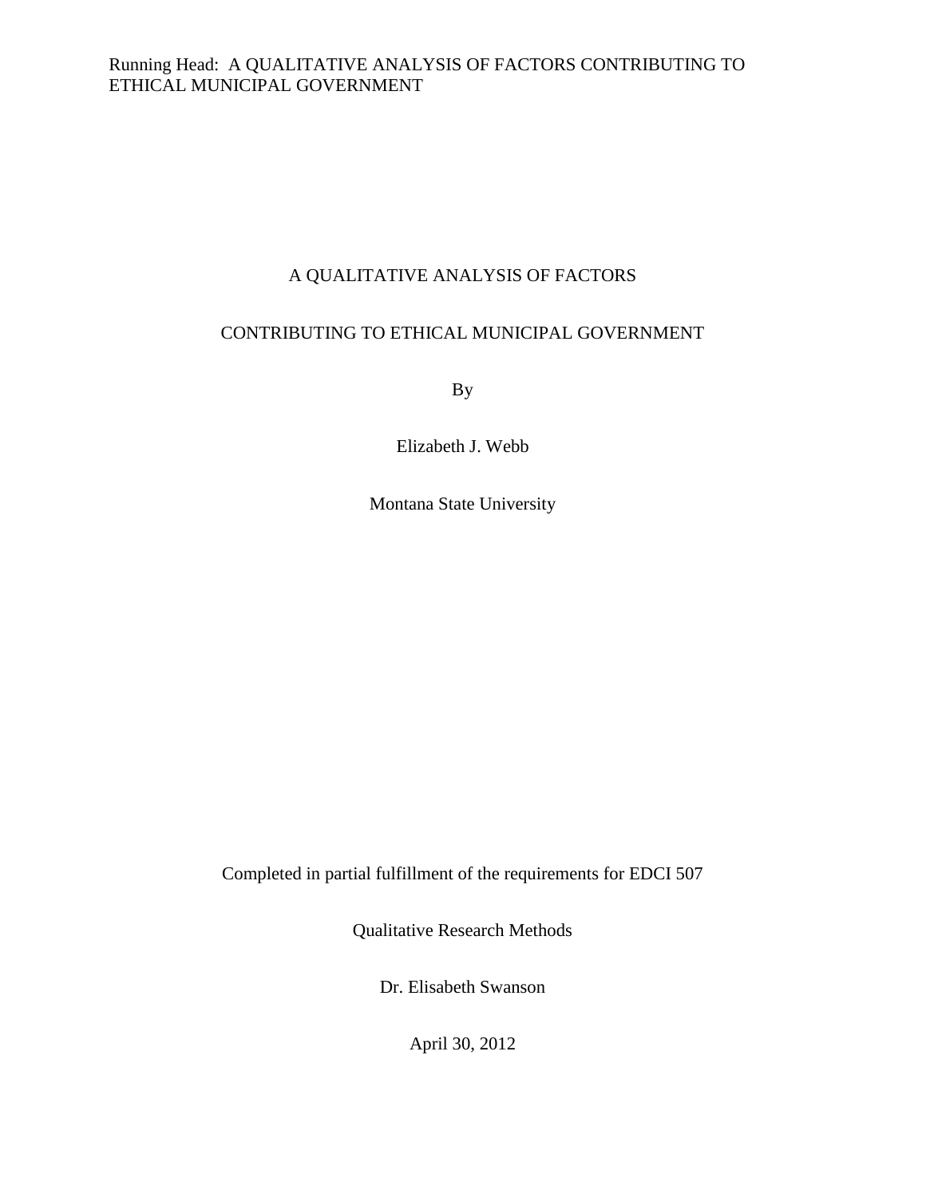# A QUALITATIVE ANALYSIS OF FACTORS

# CONTRIBUTING TO ETHICAL MUNICIPAL GOVERNMENT

By

Elizabeth J. Webb

Montana State University

Completed in partial fulfillment of the requirements for EDCI 507

Qualitative Research Methods

Dr. Elisabeth Swanson

April 30, 2012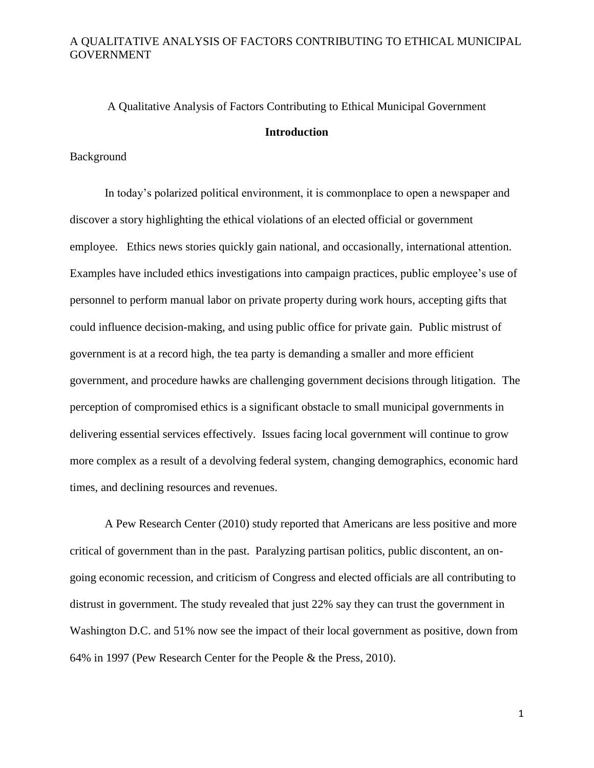A Qualitative Analysis of Factors Contributing to Ethical Municipal Government

## Introduction

### Background

In today's polarized political environment, it is commonplace to open a newspaper and discover a story highlighting the ethical violations of an elected official or government employee. Ethics news stories quickly gain national, and occasionally, international attention. Examples have included ethics investigations into campaign practices, public employee's use of personnel to perform manual labor on private property during work hours, accepting gifts that could influence decision-making, and using public office for private gain. Public mistrust of government is at a record high, the tea party is demanding a smaller and more efficient government, and procedure hawks are challenging government decisions through litigation. The perception of compromised ethics is a significant obstacle to small municipal governments in delivering essential services effectively. Issues facing local government will continue to grow more complex as a result of a devolving federal system, changing demographics, economic hard times, and declining resources and revenues.

A Pew Research Center (2010) study reported that Americans are less positive and more critical of government than in the past. Paralyzing partisan politics, public discontent, an on-going economic recession, and criticism of Congress and elected officials are all contributing to distrust in government. The study revealed that just 22% say they can trust the government in Washington D.C. and 51% now see the impact of their local government as positive, down from 64% in 1997 (Pew Research Center for the People & the Press, 2010).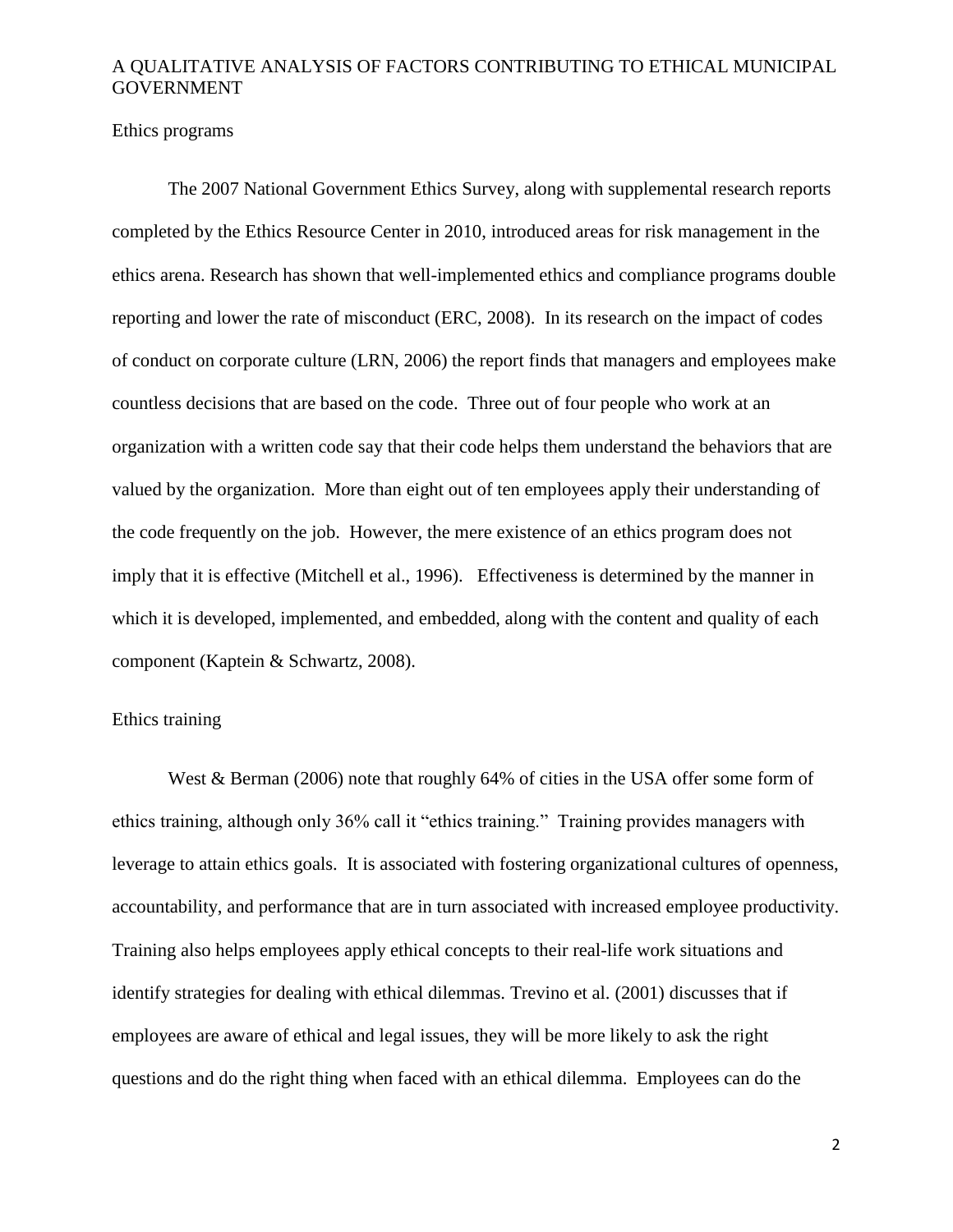## Ethics programs

The 2007 National Government Ethics Survey, along with supplemental research reports completed by the Ethics Resource Center in 2010, introduced areas for risk management in the ethics arena. Research has shown that well-implemented ethics and compliance programs double reporting and lower the rate of misconduct (ERC, 2008). In its research on the impact of codes of conduct on corporate culture (LRN, 2006) the report finds that managers and employees make countless decisions that are based on the code. Three out of four people who work at an organization with a written code say that their code helps them understand the behaviors that are valued by the organization. More than eight out of ten employees apply their understanding of the code frequently on the job. However, the mere existence of an ethics program does not imply that it is effective (Mitchell et al., 1996). Effectiveness is determined by the manner in which it is developed, implemented, and embedded, along with the content and quality of each component (Kaptein & Schwartz, 2008).

## Ethics training

West & Berman (2006) note that roughly 64% of cities in the USA offer some form of ethics training, although only 36% call it "ethics training." Training provides managers with leverage to attain ethics goals. It is associated with fostering organizational cultures of openness, accountability, and performance that are in turn associated with increased employee productivity. Training also helps employees apply ethical concepts to their real-life work situations and identify strategies for dealing with ethical dilemmas. Trevino et al. (2001) discusses that if employees are aware of ethical and legal issues, they will be more likely to ask the right questions and do the right thing when faced with an ethical dilemma. Employees can do the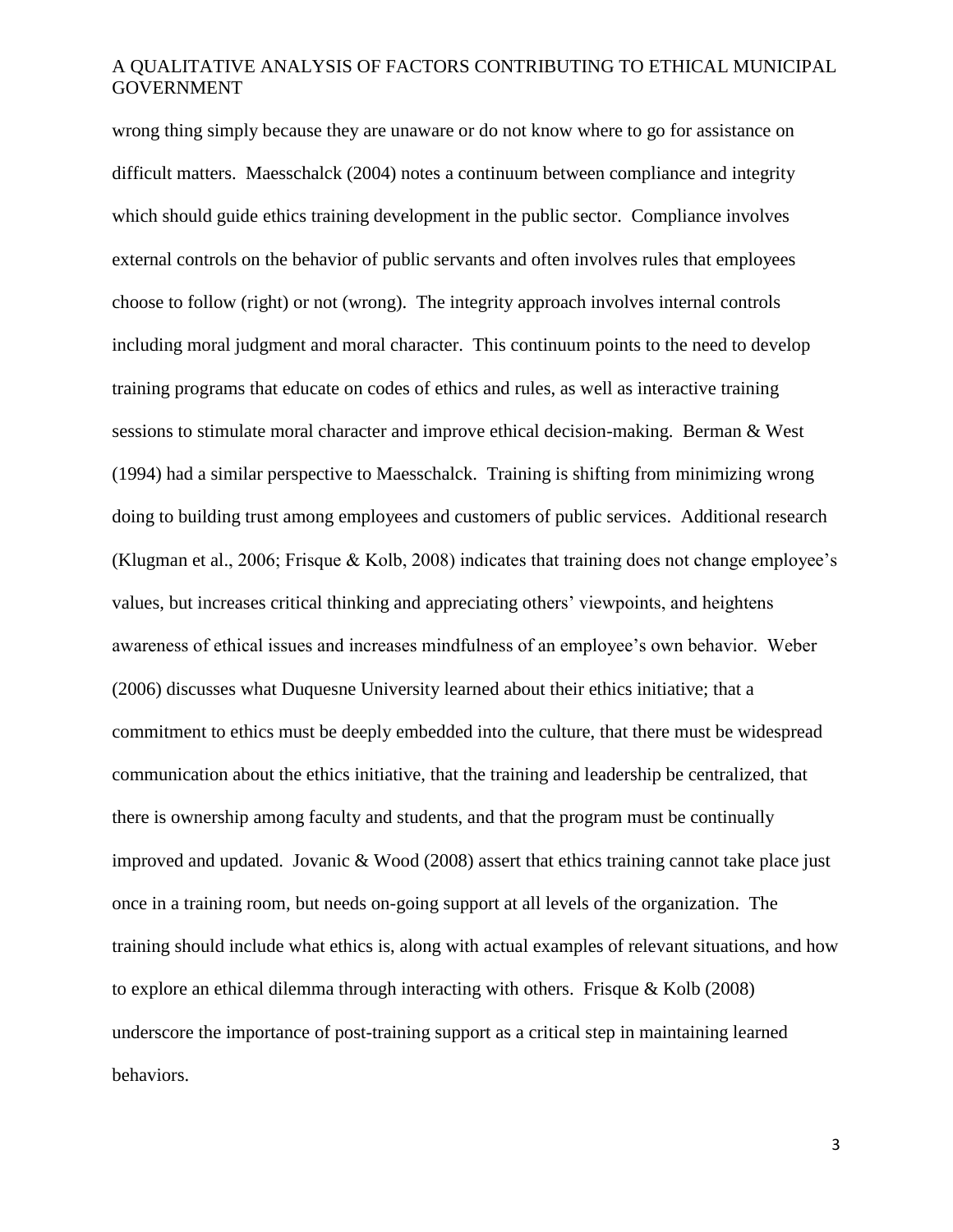wrong thing simply because they are unaware or do not know where to go for assistance on difficult matters. Maesschalck (2004) notes a continuum between compliance and integrity which should guide ethics training development in the public sector. Compliance involves external controls on the behavior of public servants and often involves rules that employees choose to follow (right) or not (wrong). The integrity approach involves internal controls including moral judgment and moral character. This continuum points to the need to develop training programs that educate on codes of ethics and rules, as well as interactive training sessions to stimulate moral character and improve ethical decision-making. Berman & West (1994) had a similar perspective to Maesschalck. Training is shifting from minimizing wrong doing to building trust among employees and customers of public services. Additional research (Klugman et al., 2006; Frisque & Kolb, 2008) indicates that training does not change employee's values, but increases critical thinking and appreciating others' viewpoints, and heightens awareness of ethical issues and increases mindfulness of an employee's own behavior. Weber (2006) discusses what Duquesne University learned about their ethics initiative; that a commitment to ethics must be deeply embedded into the culture, that there must be widespread communication about the ethics initiative, that the training and leadership be centralized, that there is ownership among faculty and students, and that the program must be continually improved and updated. Jovanic & Wood (2008) assert that ethics training cannot take place just once in a training room, but needs on-going support at all levels of the organization. The training should include what ethics is, along with actual examples of relevant situations, and how to explore an ethical dilemma through interacting with others. Frisque & Kolb (2008) underscore the importance of post-training support as a critical step in maintaining learned behaviors.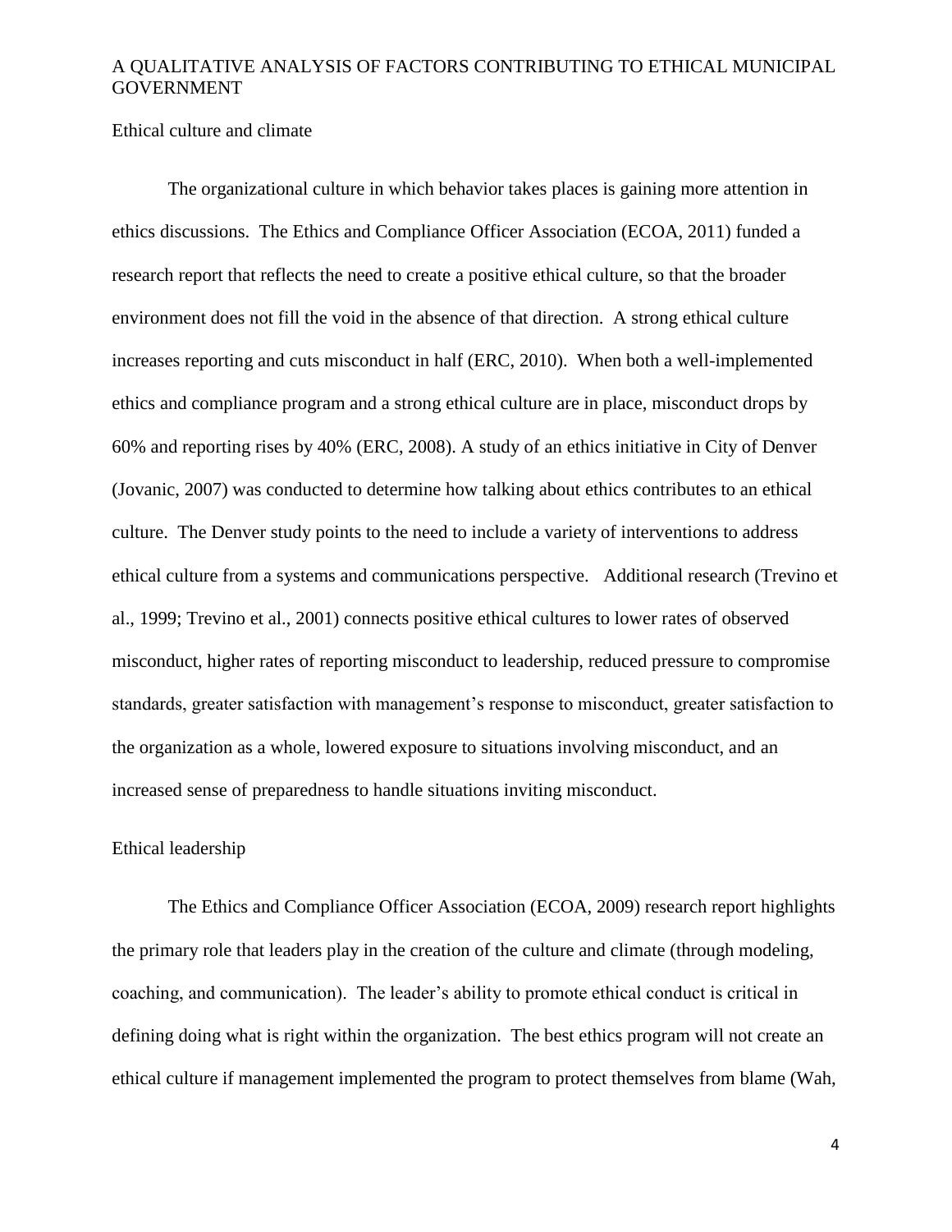## Ethical culture and climate

The organizational culture in which behavior takes places is gaining more attention in ethics discussions. The Ethics and Compliance Officer Association (ECOA, 2011) funded a research report that reflects the need to create a positive ethical culture, so that the broader environment does not fill the void in the absence of that direction. A strong ethical culture increases reporting and cuts misconduct in half (ERC, 2010). When both a well-implemented ethics and compliance program and a strong ethical culture are in place, misconduct drops by 60% and reporting rises by 40% (ERC, 2008). A study of an ethics initiative in City of Denver (Jovanic, 2007) was conducted to determine how talking about ethics contributes to an ethical culture. The Denver study points to the need to include a variety of interventions to address ethical culture from a systems and communications perspective. Additional research (Trevino et al., 1999; Trevino et al., 2001) connects positive ethical cultures to lower rates of observed misconduct, higher rates of reporting misconduct to leadership, reduced pressure to compromise standards, greater satisfaction with management's response to misconduct, greater satisfaction to the organization as a whole, lowered exposure to situations involving misconduct, and an increased sense of preparedness to handle situations inviting misconduct.

## Ethical leadership

The Ethics and Compliance Officer Association (ECOA, 2009) research report highlights the primary role that leaders play in the creation of the culture and climate (through modeling, coaching, and communication). The leader's ability to promote ethical conduct is critical in defining doing what is right within the organization. The best ethics program will not create an ethical culture if management implemented the program to protect themselves from blame (Wah,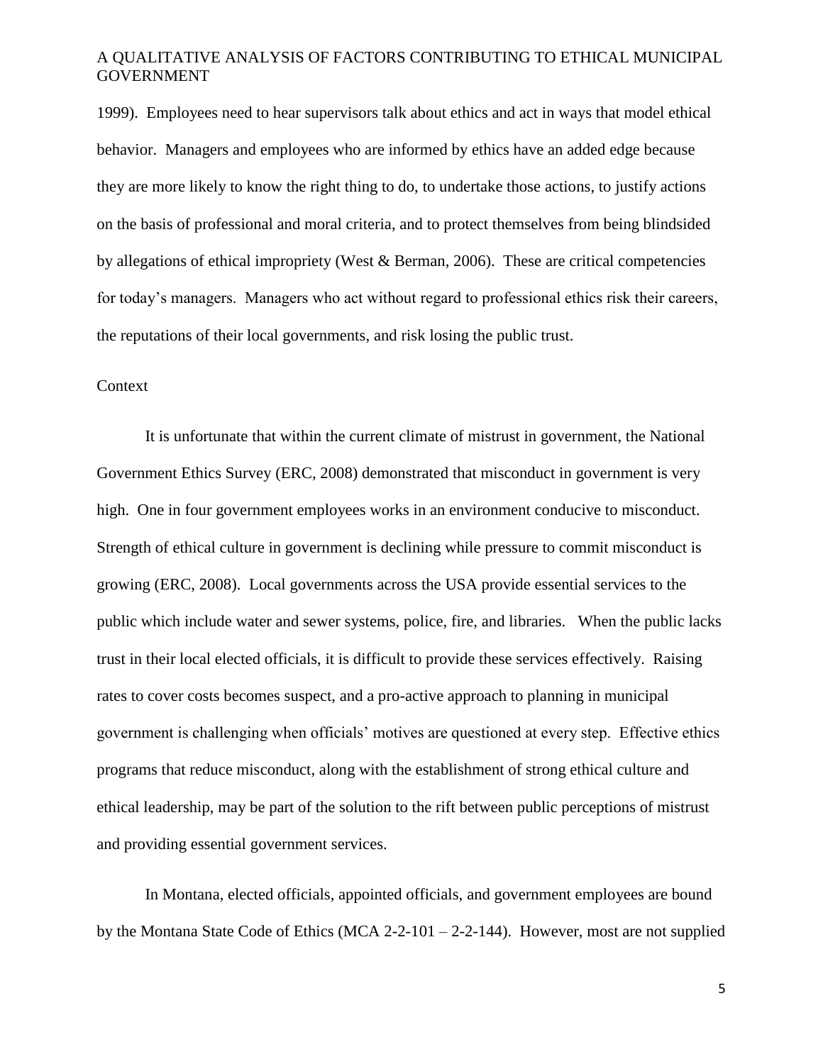1999). Employees need to hear supervisors talk about ethics and act in ways that model ethical behavior. Managers and employees who are informed by ethics have an added edge because they are more likely to know the right thing to do, to undertake those actions, to justify actions on the basis of professional and moral criteria, and to protect themselves from being blindsided by allegations of ethical impropriety (West & Berman, 2006). These are critical competencies for today's managers. Managers who act without regard to professional ethics risk their careers, the reputations of their local governments, and risk losing the public trust.

## Context

It is unfortunate that within the current climate of mistrust in government, the National Government Ethics Survey (ERC, 2008) demonstrated that misconduct in government is very high. One in four government employees works in an environment conducive to misconduct. Strength of ethical culture in government is declining while pressure to commit misconduct is growing (ERC, 2008). Local governments across the USA provide essential services to the public which include water and sewer systems, police, fire, and libraries. When the public lacks trust in their local elected officials, it is difficult to provide these services effectively. Raising rates to cover costs becomes suspect, and a pro-active approach to planning in municipal government is challenging when officials' motives are questioned at every step. Effective ethics programs that reduce misconduct, along with the establishment of strong ethical culture and ethical leadership, may be part of the solution to the rift between public perceptions of mistrust and providing essential government services.

In Montana, elected officials, appointed officials, and government employees are bound by the Montana State Code of Ethics (MCA 2-2-101 – 2-2-144). However, most are not supplied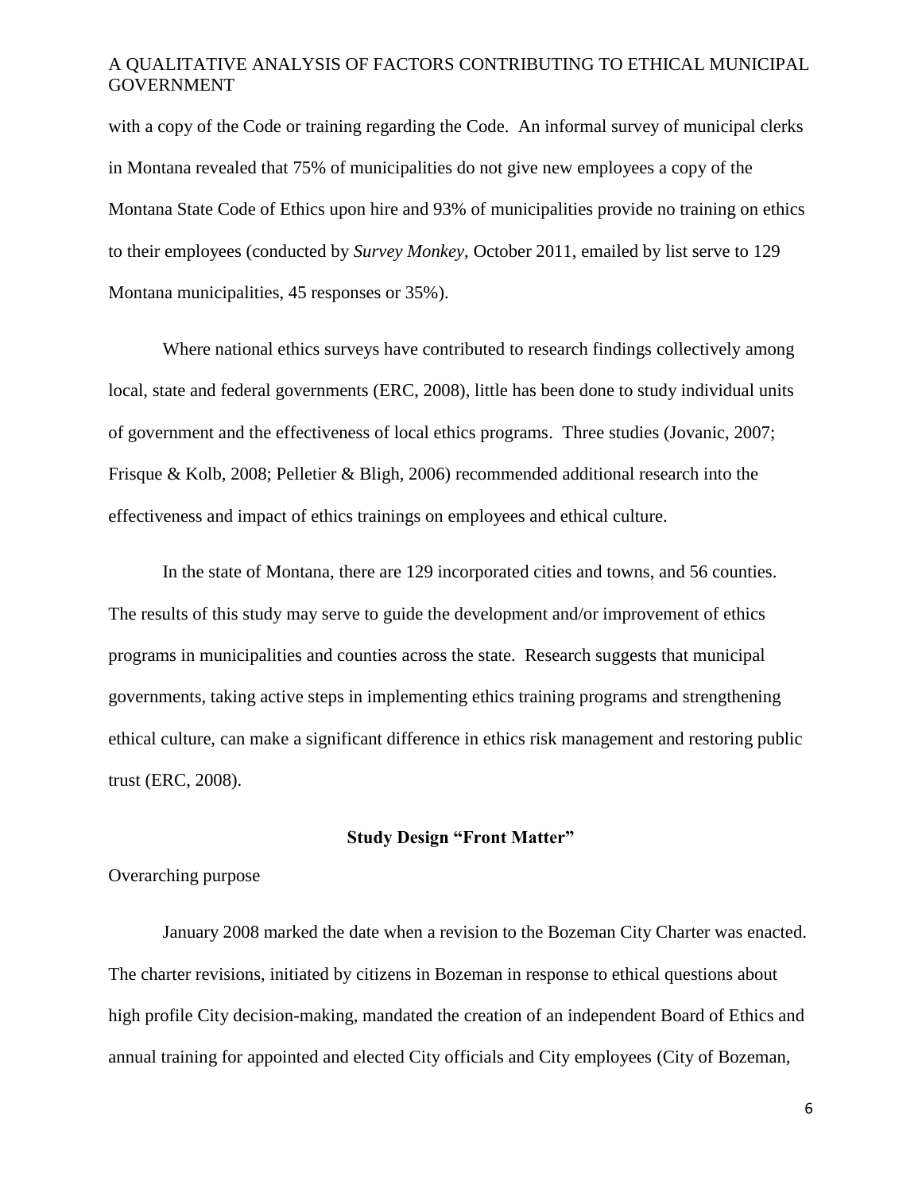with a copy of the Code or training regarding the Code. An informal survey of municipal clerks in Montana revealed that 75% of municipalities do not give new employees a copy of the Montana State Code of Ethics upon hire and 93% of municipalities provide no training on ethics to their employees (conducted by *Survey Monkey*, October 2011, emailed by list serve to 129 Montana municipalities, 45 responses or 35%).

Where national ethics surveys have contributed to research findings collectively among local, state and federal governments (ERC, 2008), little has been done to study individual units of government and the effectiveness of local ethics programs. Three studies (Jovanic, 2007; Frisque & Kolb, 2008; Pelletier & Bligh, 2006) recommended additional research into the effectiveness and impact of ethics trainings on employees and ethical culture.

In the state of Montana, there are 129 incorporated cities and towns, and 56 counties. The results of this study may serve to guide the development and/or improvement of ethics programs in municipalities and counties across the state. Research suggests that municipal governments, taking active steps in implementing ethics training programs and strengthening ethical culture, can make a significant difference in ethics risk management and restoring public trust (ERC, 2008).

## Study Design "Front Matter"

Overarching purpose

January 2008 marked the date when a revision to the Bozeman City Charter was enacted. The charter revisions, initiated by citizens in Bozeman in response to ethical questions about high profile City decision-making, mandated the creation of an independent Board of Ethics and annual training for appointed and elected City officials and City employees (City of Bozeman,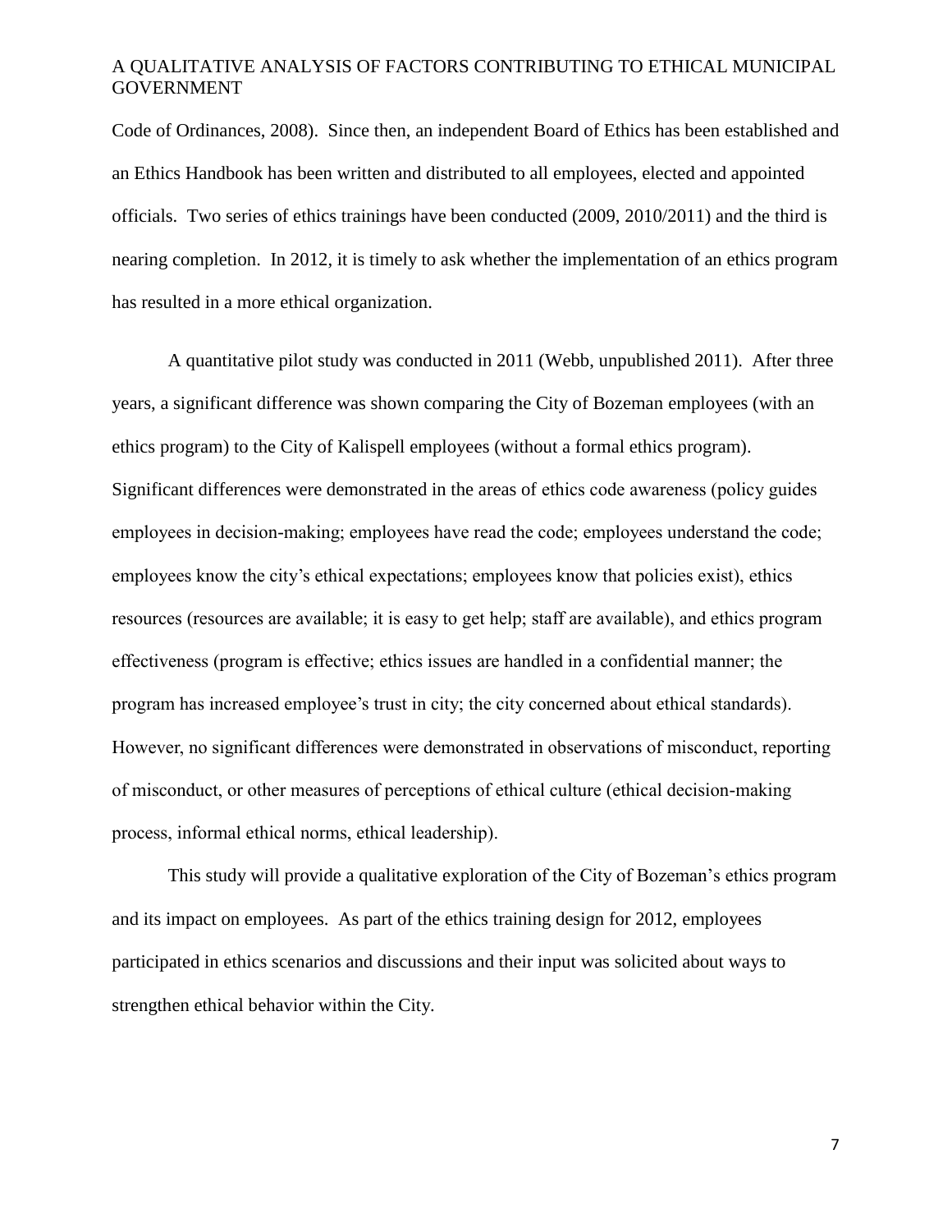Code of Ordinances, 2008). Since then, an independent Board of Ethics has been established and an Ethics Handbook has been written and distributed to all employees, elected and appointed officials. Two series of ethics trainings have been conducted (2009, 2010/2011) and the third is nearing completion. In 2012, it is timely to ask whether the implementation of an ethics program has resulted in a more ethical organization.

A quantitative pilot study was conducted in 2011 (Webb, unpublished 2011). After three years, a significant difference was shown comparing the City of Bozeman employees (with an ethics program) to the City of Kalispell employees (without a formal ethics program). Significant differences were demonstrated in the areas of ethics code awareness (policy guides employees in decision-making; employees have read the code; employees understand the code; employees know the city's ethical expectations; employees know that policies exist), ethics resources (resources are available; it is easy to get help; staff are available), and ethics program effectiveness (program is effective; ethics issues are handled in a confidential manner; the program has increased employee's trust in city; the city concerned about ethical standards). However, no significant differences were demonstrated in observations of misconduct, reporting of misconduct, or other measures of perceptions of ethical culture (ethical decision-making process, informal ethical norms, ethical leadership).

This study will provide a qualitative exploration of the City of Bozeman's ethics program and its impact on employees. As part of the ethics training design for 2012, employees participated in ethics scenarios and discussions and their input was solicited about ways to strengthen ethical behavior within the City.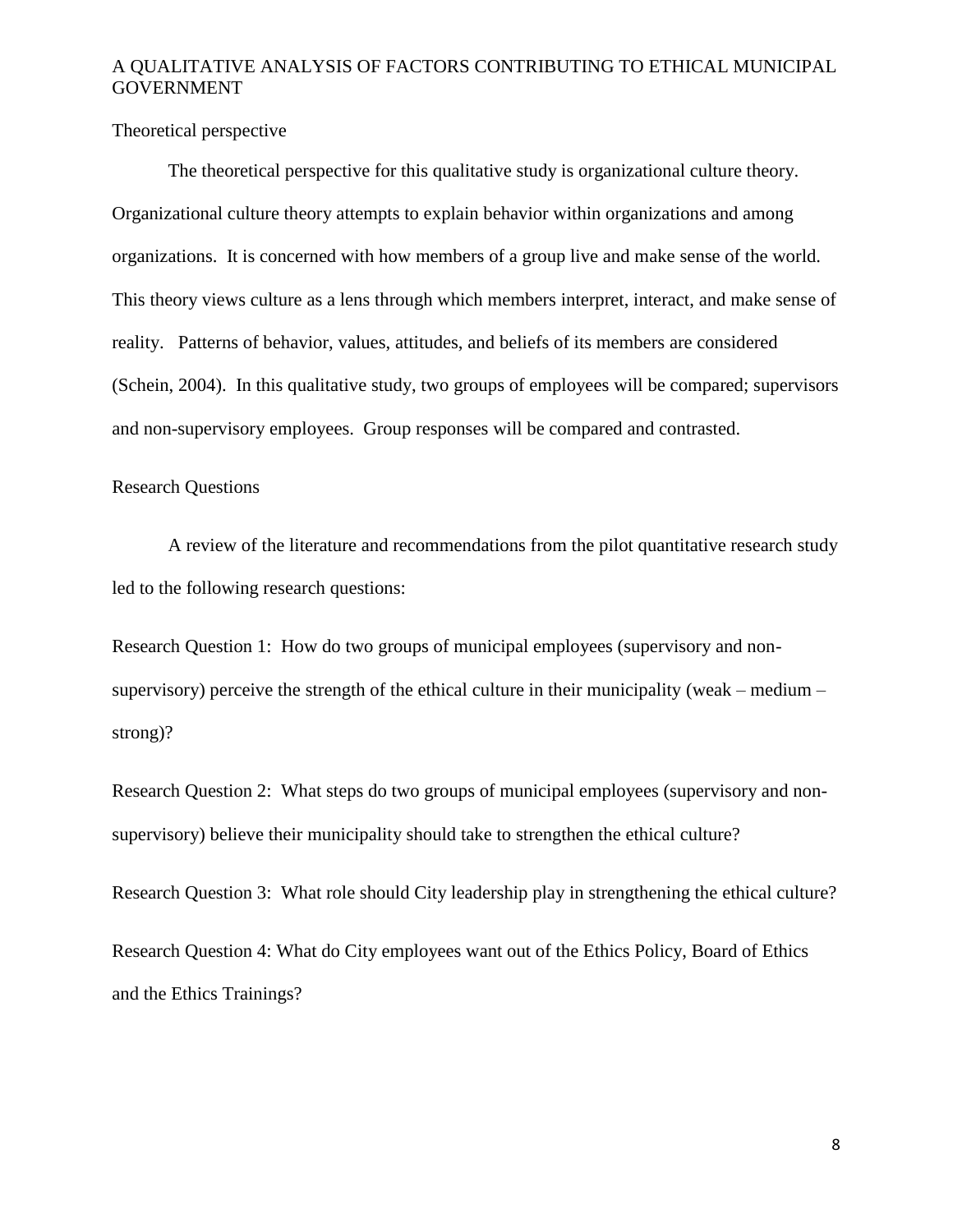## Theoretical perspective

The theoretical perspective for this qualitative study is organizational culture theory. Organizational culture theory attempts to explain behavior within organizations and among organizations. It is concerned with how members of a group live and make sense of the world. This theory views culture as a lens through which members interpret, interact, and make sense of reality. Patterns of behavior, values, attitudes, and beliefs of its members are considered (Schein, 2004). In this qualitative study, two groups of employees will be compared; supervisors and non-supervisory employees. Group responses will be compared and contrasted.

## Research Questions

A review of the literature and recommendations from the pilot quantitative research study led to the following research questions:

Research Question 1: How do two groups of municipal employees (supervisory and non-supervisory) perceive the strength of the ethical culture in their municipality (weak – medium – strong)?

Research Question 2: What steps do two groups of municipal employees (supervisory and non-supervisory) believe their municipality should take to strengthen the ethical culture?

Research Question 3: What role should City leadership play in strengthening the ethical culture?

Research Question 4: What do City employees want out of the Ethics Policy, Board of Ethics and the Ethics Trainings?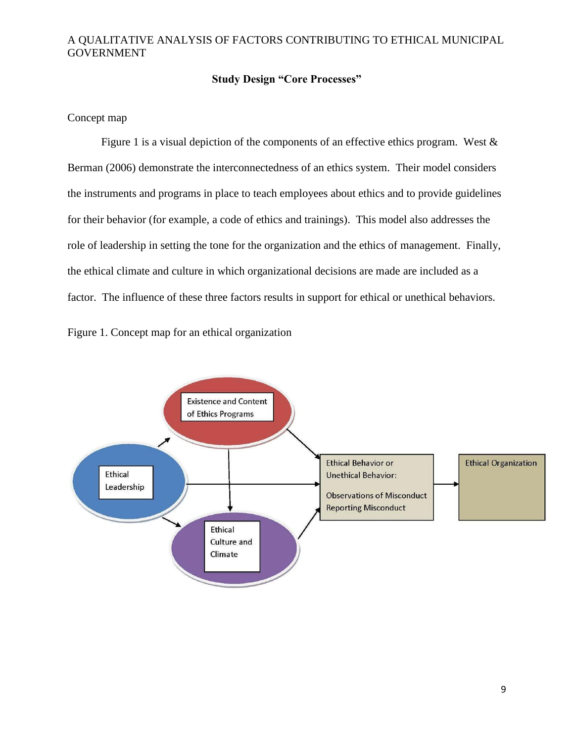**Study Design "Core Processes"**

Concept map

Figure 1 is a visual depiction of the components of an effective ethics program. West & Berman (2006) demonstrate the interconnectedness of an ethics system. Their model considers the instruments and programs in place to teach employees about ethics and to provide guidelines for their behavior (for example, a code of ethics and trainings). This model also addresses the role of leadership in setting the tone for the organization and the ethics of management. Finally, the ethical climate and culture in which organizational decisions are made are included as a factor. The influence of these three factors results in support for ethical or unethical behaviors.

Figure 1. Concept map for an ethical organization

Existence and Content of Ethics Programs

Ethical Leadership

Ethical Culture and Climate

Ethical Behavior or Unethical Behavior:

Observations of Misconduct
Reporting Misconduct

Ethical Organization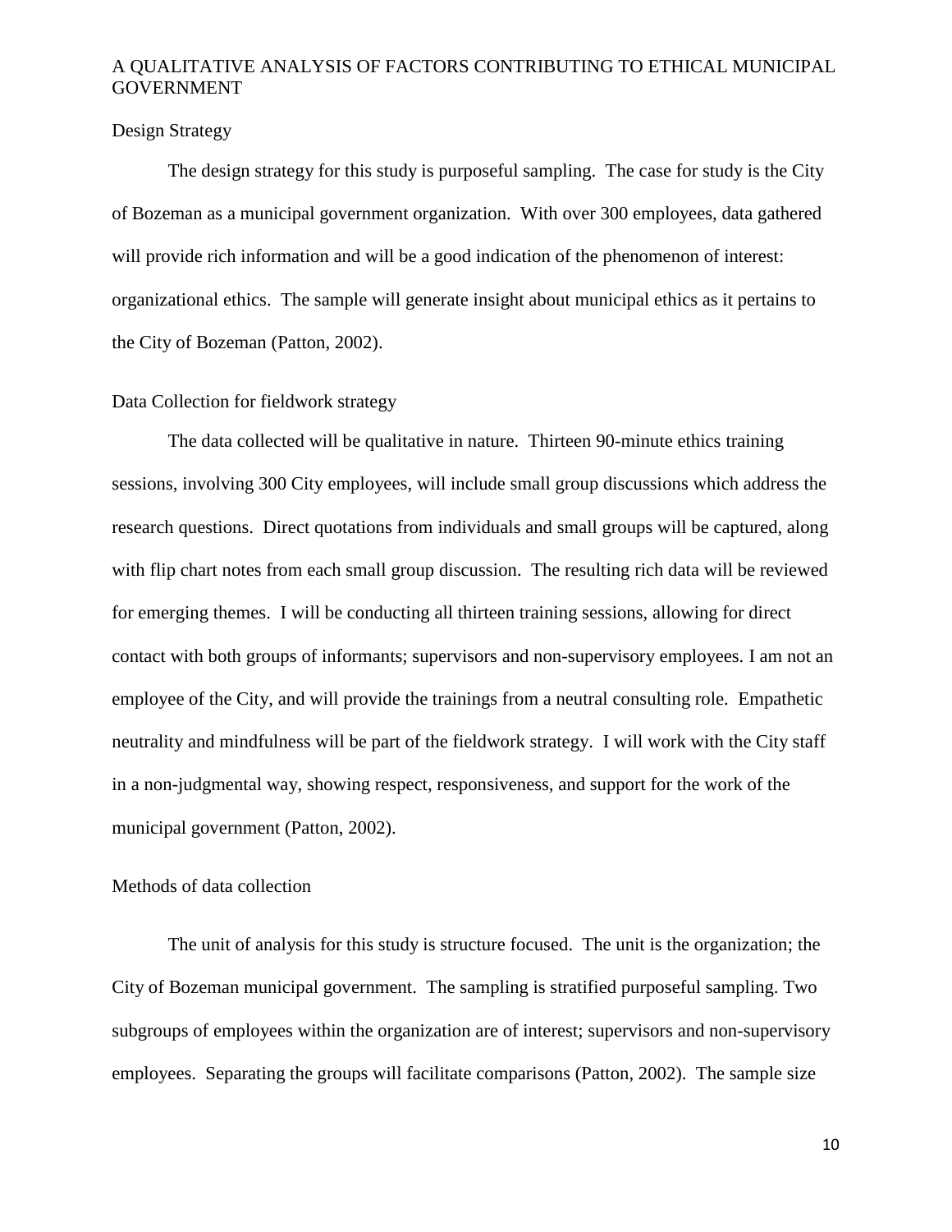## Design Strategy

The design strategy for this study is purposeful sampling. The case for study is the City of Bozeman as a municipal government organization. With over 300 employees, data gathered will provide rich information and will be a good indication of the phenomenon of interest: organizational ethics. The sample will generate insight about municipal ethics as it pertains to the City of Bozeman (Patton, 2002).

## Data Collection for fieldwork strategy

The data collected will be qualitative in nature. Thirteen 90-minute ethics training sessions, involving 300 City employees, will include small group discussions which address the research questions. Direct quotations from individuals and small groups will be captured, along with flip chart notes from each small group discussion. The resulting rich data will be reviewed for emerging themes. I will be conducting all thirteen training sessions, allowing for direct contact with both groups of informants; supervisors and non-supervisory employees. I am not an employee of the City, and will provide the trainings from a neutral consulting role. Empathetic neutrality and mindfulness will be part of the fieldwork strategy. I will work with the City staff in a non-judgmental way, showing respect, responsiveness, and support for the work of the municipal government (Patton, 2002).

## Methods of data collection

The unit of analysis for this study is structure focused. The unit is the organization; the City of Bozeman municipal government. The sampling is stratified purposeful sampling. Two subgroups of employees within the organization are of interest; supervisors and non-supervisory employees. Separating the groups will facilitate comparisons (Patton, 2002). The sample size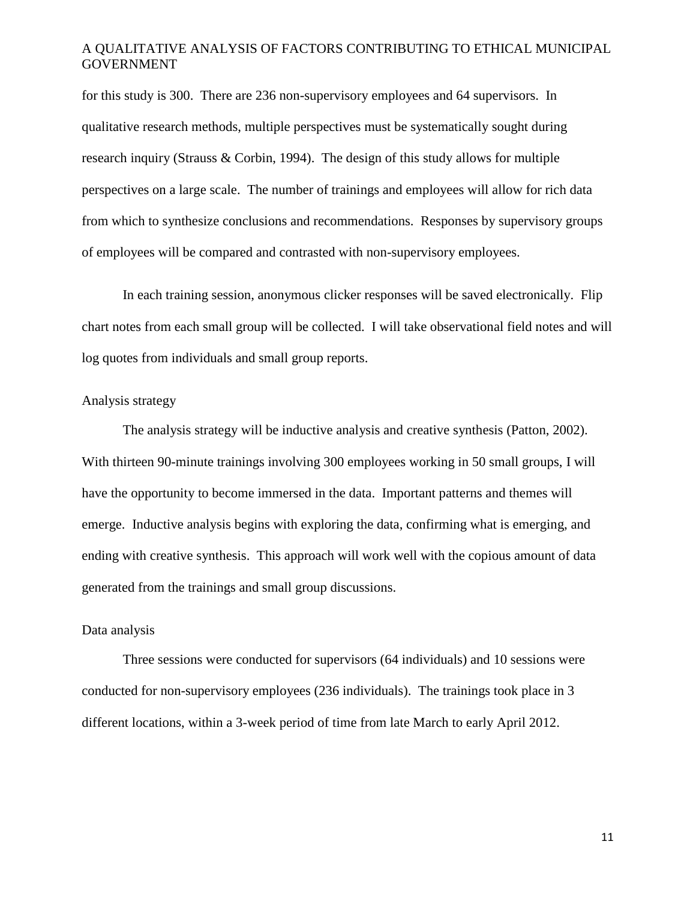for this study is 300. There are 236 non-supervisory employees and 64 supervisors. In qualitative research methods, multiple perspectives must be systematically sought during research inquiry (Strauss & Corbin, 1994). The design of this study allows for multiple perspectives on a large scale. The number of trainings and employees will allow for rich data from which to synthesize conclusions and recommendations. Responses by supervisory groups of employees will be compared and contrasted with non-supervisory employees.

In each training session, anonymous clicker responses will be saved electronically. Flip chart notes from each small group will be collected. I will take observational field notes and will log quotes from individuals and small group reports.

### Analysis strategy

The analysis strategy will be inductive analysis and creative synthesis (Patton, 2002). With thirteen 90-minute trainings involving 300 employees working in 50 small groups, I will have the opportunity to become immersed in the data. Important patterns and themes will emerge. Inductive analysis begins with exploring the data, confirming what is emerging, and ending with creative synthesis. This approach will work well with the copious amount of data generated from the trainings and small group discussions.

### Data analysis

Three sessions were conducted for supervisors (64 individuals) and 10 sessions were conducted for non-supervisory employees (236 individuals). The trainings took place in 3 different locations, within a 3-week period of time from late March to early April 2012.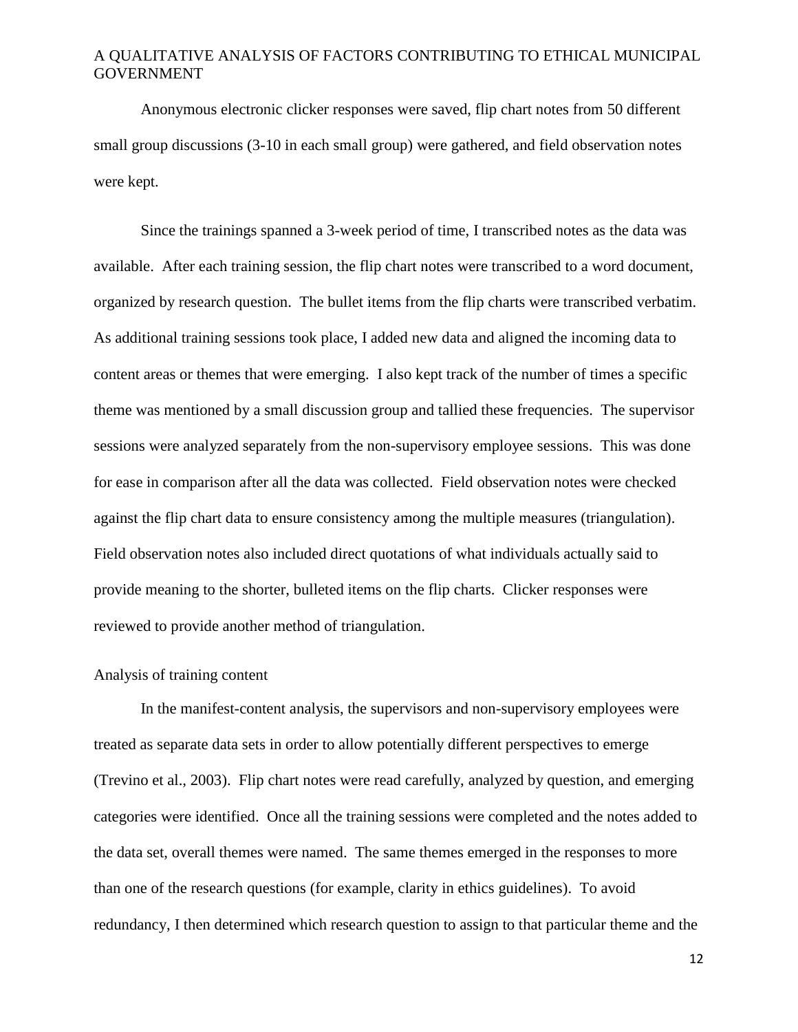Anonymous electronic clicker responses were saved, flip chart notes from 50 different small group discussions (3-10 in each small group) were gathered, and field observation notes were kept.

Since the trainings spanned a 3-week period of time, I transcribed notes as the data was available. After each training session, the flip chart notes were transcribed to a word document, organized by research question. The bullet items from the flip charts were transcribed verbatim. As additional training sessions took place, I added new data and aligned the incoming data to content areas or themes that were emerging. I also kept track of the number of times a specific theme was mentioned by a small discussion group and tallied these frequencies. The supervisor sessions were analyzed separately from the non-supervisory employee sessions. This was done for ease in comparison after all the data was collected. Field observation notes were checked against the flip chart data to ensure consistency among the multiple measures (triangulation). Field observation notes also included direct quotations of what individuals actually said to provide meaning to the shorter, bulleted items on the flip charts. Clicker responses were reviewed to provide another method of triangulation.

## Analysis of training content

In the manifest-content analysis, the supervisors and non-supervisory employees were treated as separate data sets in order to allow potentially different perspectives to emerge (Trevino et al., 2003). Flip chart notes were read carefully, analyzed by question, and emerging categories were identified. Once all the training sessions were completed and the notes added to the data set, overall themes were named. The same themes emerged in the responses to more than one of the research questions (for example, clarity in ethics guidelines). To avoid redundancy, I then determined which research question to assign to that particular theme and the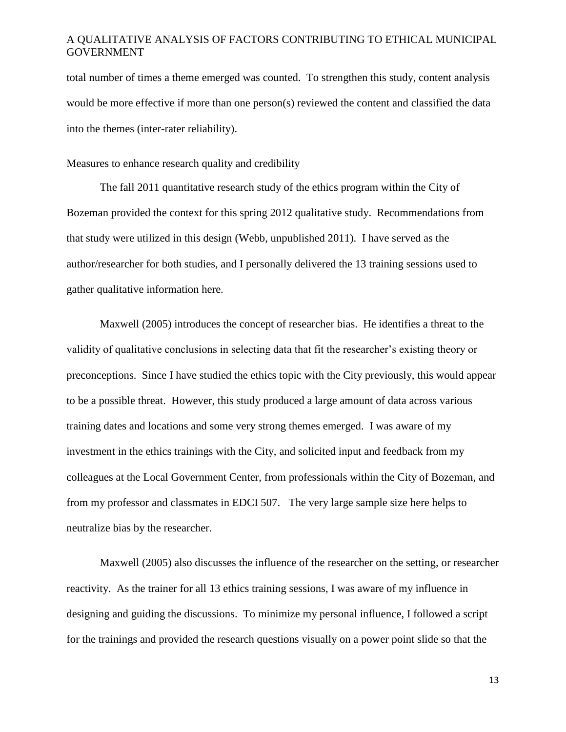total number of times a theme emerged was counted. To strengthen this study, content analysis would be more effective if more than one person(s) reviewed the content and classified the data into the themes (inter-rater reliability).

Measures to enhance research quality and credibility

The fall 2011 quantitative research study of the ethics program within the City of Bozeman provided the context for this spring 2012 qualitative study. Recommendations from that study were utilized in this design (Webb, unpublished 2011). I have served as the author/researcher for both studies, and I personally delivered the 13 training sessions used to gather qualitative information here.

Maxwell (2005) introduces the concept of researcher bias. He identifies a threat to the validity of qualitative conclusions in selecting data that fit the researcher's existing theory or preconceptions. Since I have studied the ethics topic with the City previously, this would appear to be a possible threat. However, this study produced a large amount of data across various training dates and locations and some very strong themes emerged. I was aware of my investment in the ethics trainings with the City, and solicited input and feedback from my colleagues at the Local Government Center, from professionals within the City of Bozeman, and from my professor and classmates in EDCI 507. The very large sample size here helps to neutralize bias by the researcher.

Maxwell (2005) also discusses the influence of the researcher on the setting, or researcher reactivity. As the trainer for all 13 ethics training sessions, I was aware of my influence in designing and guiding the discussions. To minimize my personal influence, I followed a script for the trainings and provided the research questions visually on a power point slide so that the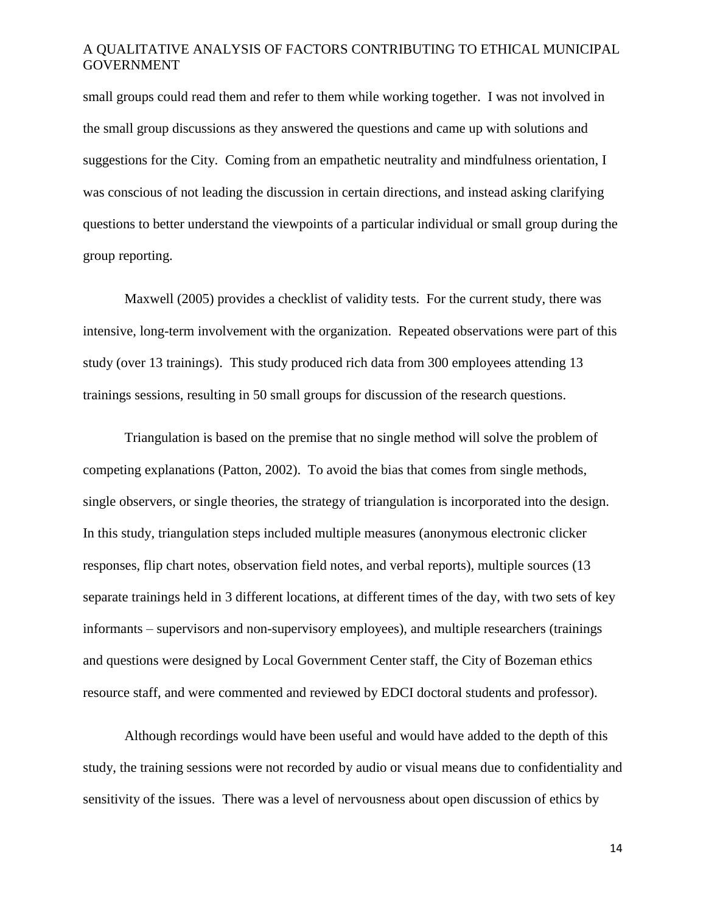small groups could read them and refer to them while working together. I was not involved in the small group discussions as they answered the questions and came up with solutions and suggestions for the City. Coming from an empathetic neutrality and mindfulness orientation, I was conscious of not leading the discussion in certain directions, and instead asking clarifying questions to better understand the viewpoints of a particular individual or small group during the group reporting.

Maxwell (2005) provides a checklist of validity tests. For the current study, there was intensive, long-term involvement with the organization. Repeated observations were part of this study (over 13 trainings). This study produced rich data from 300 employees attending 13 trainings sessions, resulting in 50 small groups for discussion of the research questions.

Triangulation is based on the premise that no single method will solve the problem of competing explanations (Patton, 2002). To avoid the bias that comes from single methods, single observers, or single theories, the strategy of triangulation is incorporated into the design. In this study, triangulation steps included multiple measures (anonymous electronic clicker responses, flip chart notes, observation field notes, and verbal reports), multiple sources (13 separate trainings held in 3 different locations, at different times of the day, with two sets of key informants – supervisors and non-supervisory employees), and multiple researchers (trainings and questions were designed by Local Government Center staff, the City of Bozeman ethics resource staff, and were commented and reviewed by EDCI doctoral students and professor).

Although recordings would have been useful and would have added to the depth of this study, the training sessions were not recorded by audio or visual means due to confidentiality and sensitivity of the issues. There was a level of nervousness about open discussion of ethics by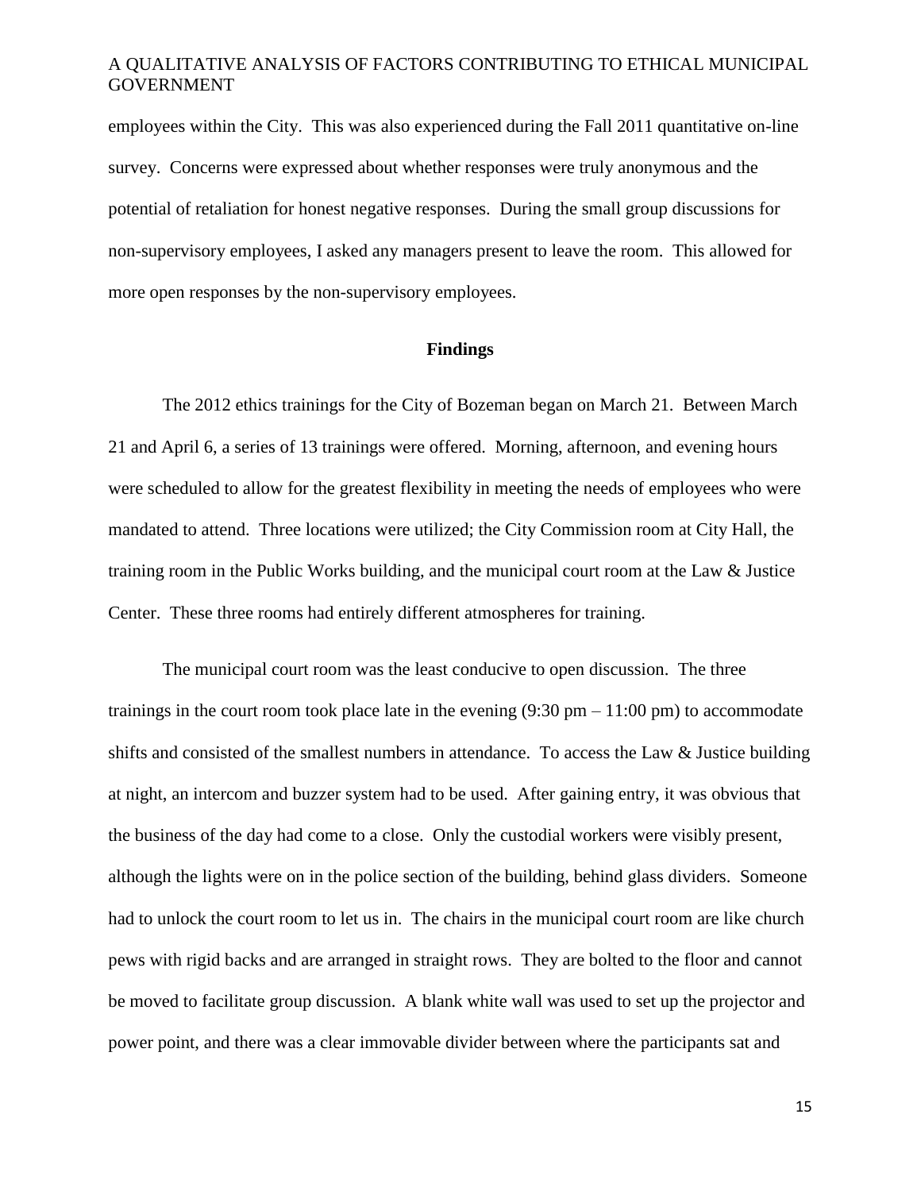employees within the City. This was also experienced during the Fall 2011 quantitative on-line survey. Concerns were expressed about whether responses were truly anonymous and the potential of retaliation for honest negative responses. During the small group discussions for non-supervisory employees, I asked any managers present to leave the room. This allowed for more open responses by the non-supervisory employees.

## Findings

The 2012 ethics trainings for the City of Bozeman began on March 21. Between March 21 and April 6, a series of 13 trainings were offered. Morning, afternoon, and evening hours were scheduled to allow for the greatest flexibility in meeting the needs of employees who were mandated to attend. Three locations were utilized; the City Commission room at City Hall, the training room in the Public Works building, and the municipal court room at the Law & Justice Center. These three rooms had entirely different atmospheres for training.

The municipal court room was the least conducive to open discussion. The three trainings in the court room took place late in the evening (9:30 pm – 11:00 pm) to accommodate shifts and consisted of the smallest numbers in attendance. To access the Law & Justice building at night, an intercom and buzzer system had to be used. After gaining entry, it was obvious that the business of the day had come to a close. Only the custodial workers were visibly present, although the lights were on in the police section of the building, behind glass dividers. Someone had to unlock the court room to let us in. The chairs in the municipal court room are like church pews with rigid backs and are arranged in straight rows. They are bolted to the floor and cannot be moved to facilitate group discussion. A blank white wall was used to set up the projector and power point, and there was a clear immovable divider between where the participants sat and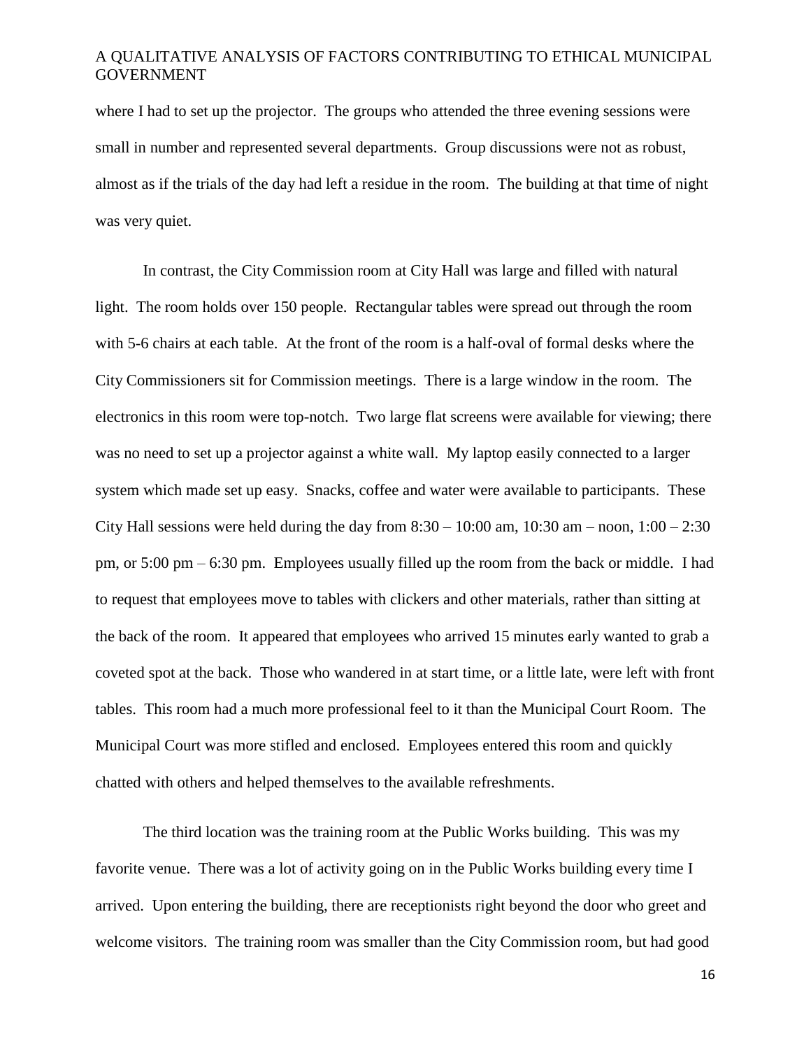where I had to set up the projector. The groups who attended the three evening sessions were small in number and represented several departments. Group discussions were not as robust, almost as if the trials of the day had left a residue in the room. The building at that time of night was very quiet.

In contrast, the City Commission room at City Hall was large and filled with natural light. The room holds over 150 people. Rectangular tables were spread out through the room with 5-6 chairs at each table. At the front of the room is a half-oval of formal desks where the City Commissioners sit for Commission meetings. There is a large window in the room. The electronics in this room were top-notch. Two large flat screens were available for viewing; there was no need to set up a projector against a white wall. My laptop easily connected to a larger system which made set up easy. Snacks, coffee and water were available to participants. These City Hall sessions were held during the day from 8:30 – 10:00 am, 10:30 am – noon, 1:00 – 2:30 pm, or 5:00 pm – 6:30 pm. Employees usually filled up the room from the back or middle. I had to request that employees move to tables with clickers and other materials, rather than sitting at the back of the room. It appeared that employees who arrived 15 minutes early wanted to grab a coveted spot at the back. Those who wandered in at start time, or a little late, were left with front tables. This room had a much more professional feel to it than the Municipal Court Room. The Municipal Court was more stifled and enclosed. Employees entered this room and quickly chatted with others and helped themselves to the available refreshments.

The third location was the training room at the Public Works building. This was my favorite venue. There was a lot of activity going on in the Public Works building every time I arrived. Upon entering the building, there are receptionists right beyond the door who greet and welcome visitors. The training room was smaller than the City Commission room, but had good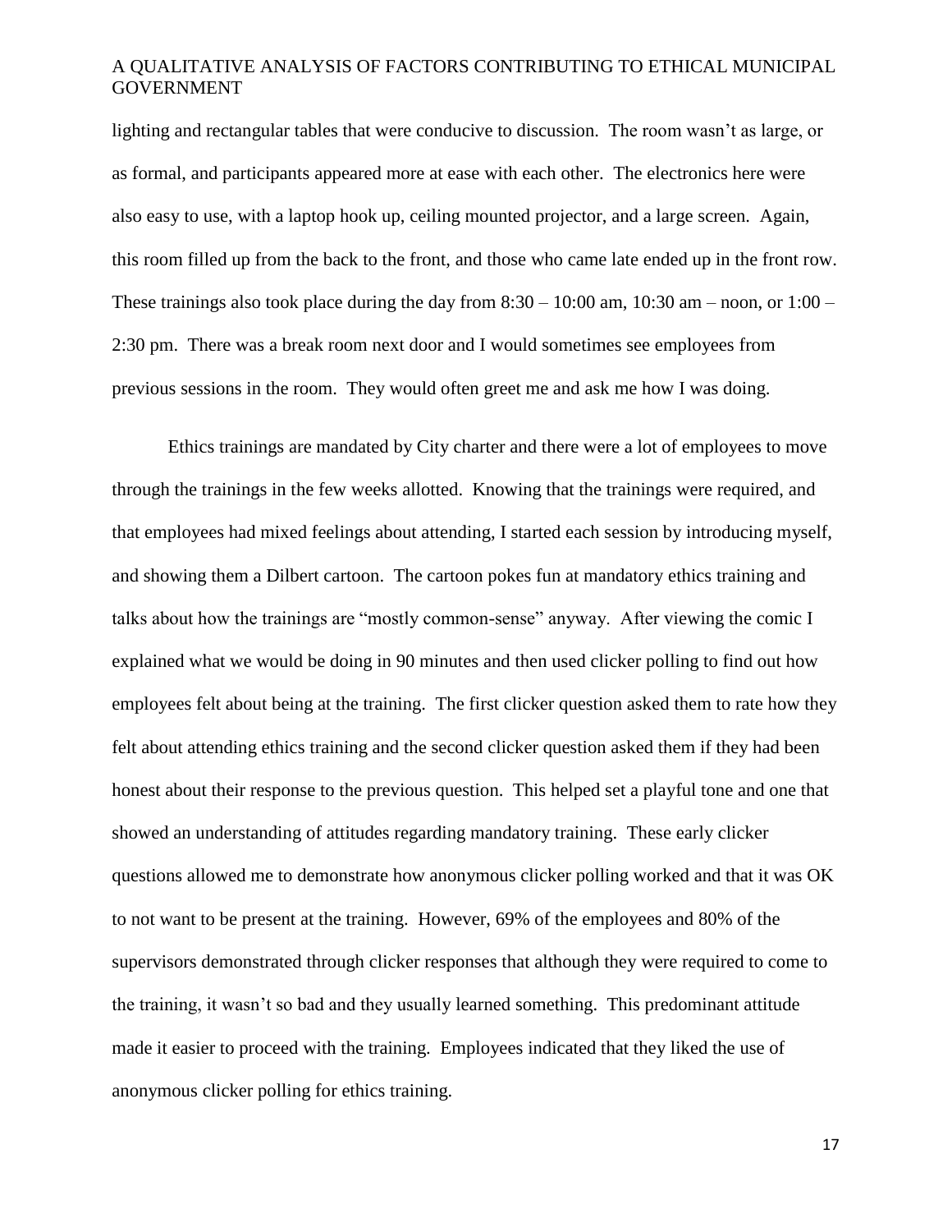lighting and rectangular tables that were conducive to discussion. The room wasn't as large, or as formal, and participants appeared more at ease with each other. The electronics here were also easy to use, with a laptop hook up, ceiling mounted projector, and a large screen. Again, this room filled up from the back to the front, and those who came late ended up in the front row. These trainings also took place during the day from 8:30 – 10:00 am, 10:30 am – noon, or 1:00 – 2:30 pm. There was a break room next door and I would sometimes see employees from previous sessions in the room. They would often greet me and ask me how I was doing.

Ethics trainings are mandated by City charter and there were a lot of employees to move through the trainings in the few weeks allotted. Knowing that the trainings were required, and that employees had mixed feelings about attending, I started each session by introducing myself, and showing them a Dilbert cartoon. The cartoon pokes fun at mandatory ethics training and talks about how the trainings are "mostly common-sense" anyway. After viewing the comic I explained what we would be doing in 90 minutes and then used clicker polling to find out how employees felt about being at the training. The first clicker question asked them to rate how they felt about attending ethics training and the second clicker question asked them if they had been honest about their response to the previous question. This helped set a playful tone and one that showed an understanding of attitudes regarding mandatory training. These early clicker questions allowed me to demonstrate how anonymous clicker polling worked and that it was OK to not want to be present at the training. However, 69% of the employees and 80% of the supervisors demonstrated through clicker responses that although they were required to come to the training, it wasn't so bad and they usually learned something. This predominant attitude made it easier to proceed with the training. Employees indicated that they liked the use of anonymous clicker polling for ethics training.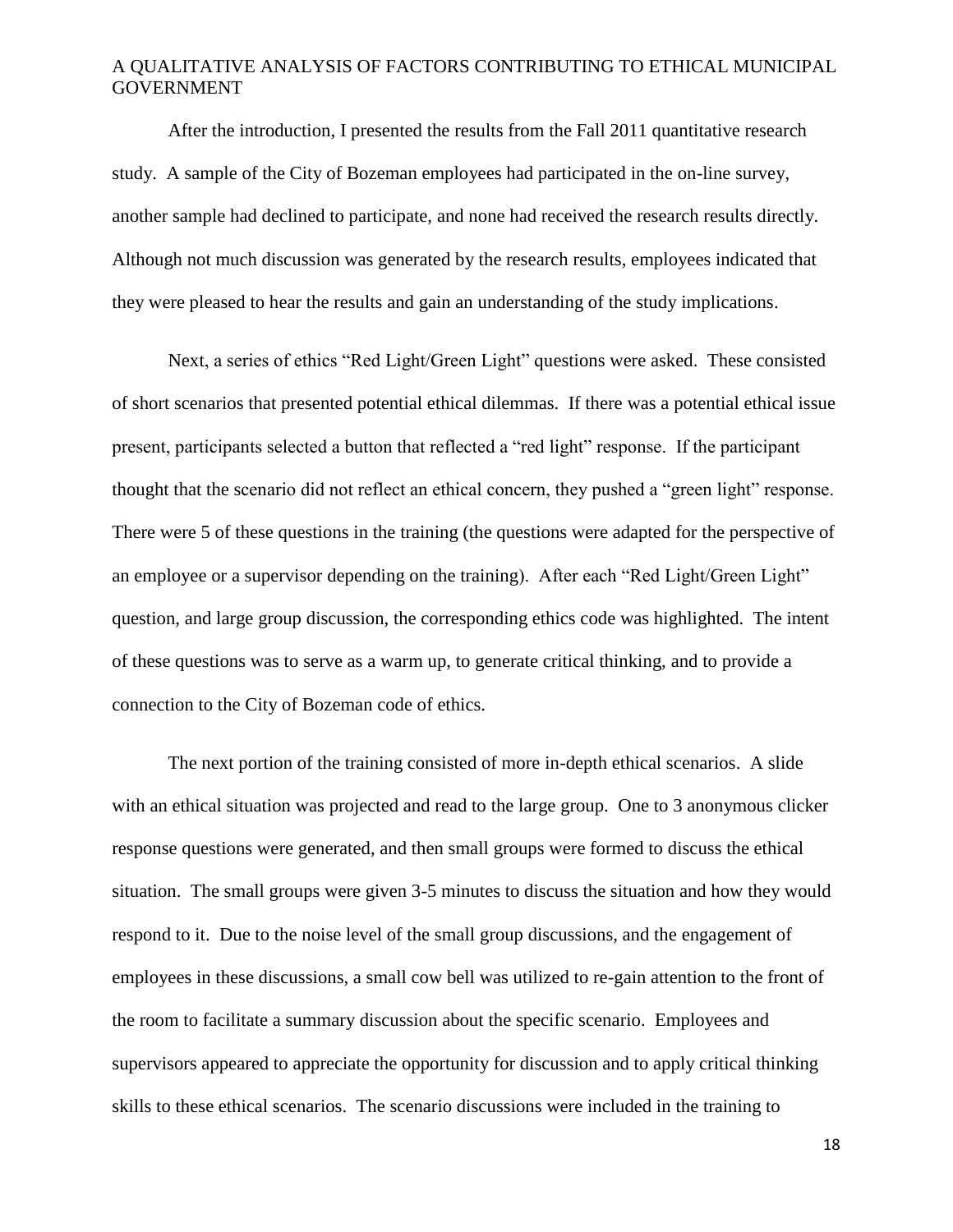After the introduction, I presented the results from the Fall 2011 quantitative research study. A sample of the City of Bozeman employees had participated in the on-line survey, another sample had declined to participate, and none had received the research results directly. Although not much discussion was generated by the research results, employees indicated that they were pleased to hear the results and gain an understanding of the study implications.

Next, a series of ethics "Red Light/Green Light" questions were asked. These consisted of short scenarios that presented potential ethical dilemmas. If there was a potential ethical issue present, participants selected a button that reflected a "red light" response. If the participant thought that the scenario did not reflect an ethical concern, they pushed a "green light" response. There were 5 of these questions in the training (the questions were adapted for the perspective of an employee or a supervisor depending on the training). After each "Red Light/Green Light" question, and large group discussion, the corresponding ethics code was highlighted. The intent of these questions was to serve as a warm up, to generate critical thinking, and to provide a connection to the City of Bozeman code of ethics.

The next portion of the training consisted of more in-depth ethical scenarios. A slide with an ethical situation was projected and read to the large group. One to 3 anonymous clicker response questions were generated, and then small groups were formed to discuss the ethical situation. The small groups were given 3-5 minutes to discuss the situation and how they would respond to it. Due to the noise level of the small group discussions, and the engagement of employees in these discussions, a small cow bell was utilized to re-gain attention to the front of the room to facilitate a summary discussion about the specific scenario. Employees and supervisors appeared to appreciate the opportunity for discussion and to apply critical thinking skills to these ethical scenarios. The scenario discussions were included in the training to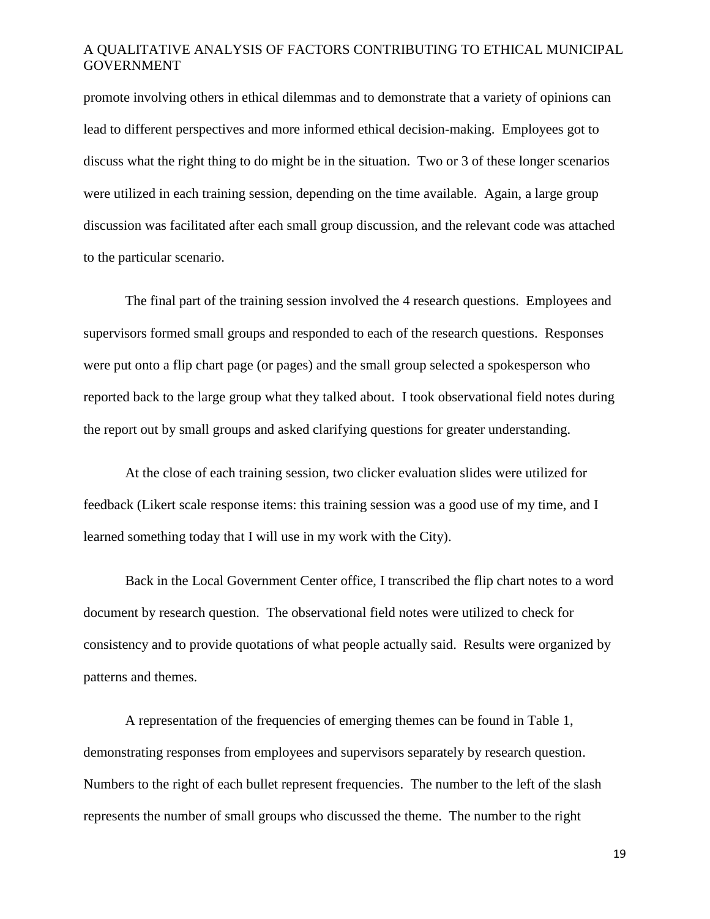promote involving others in ethical dilemmas and to demonstrate that a variety of opinions can lead to different perspectives and more informed ethical decision-making. Employees got to discuss what the right thing to do might be in the situation. Two or 3 of these longer scenarios were utilized in each training session, depending on the time available. Again, a large group discussion was facilitated after each small group discussion, and the relevant code was attached to the particular scenario.

The final part of the training session involved the 4 research questions. Employees and supervisors formed small groups and responded to each of the research questions. Responses were put onto a flip chart page (or pages) and the small group selected a spokesperson who reported back to the large group what they talked about. I took observational field notes during the report out by small groups and asked clarifying questions for greater understanding.

At the close of each training session, two clicker evaluation slides were utilized for feedback (Likert scale response items: this training session was a good use of my time, and I learned something today that I will use in my work with the City).

Back in the Local Government Center office, I transcribed the flip chart notes to a word document by research question. The observational field notes were utilized to check for consistency and to provide quotations of what people actually said. Results were organized by patterns and themes.

A representation of the frequencies of emerging themes can be found in Table 1, demonstrating responses from employees and supervisors separately by research question. Numbers to the right of each bullet represent frequencies. The number to the left of the slash represents the number of small groups who discussed the theme. The number to the right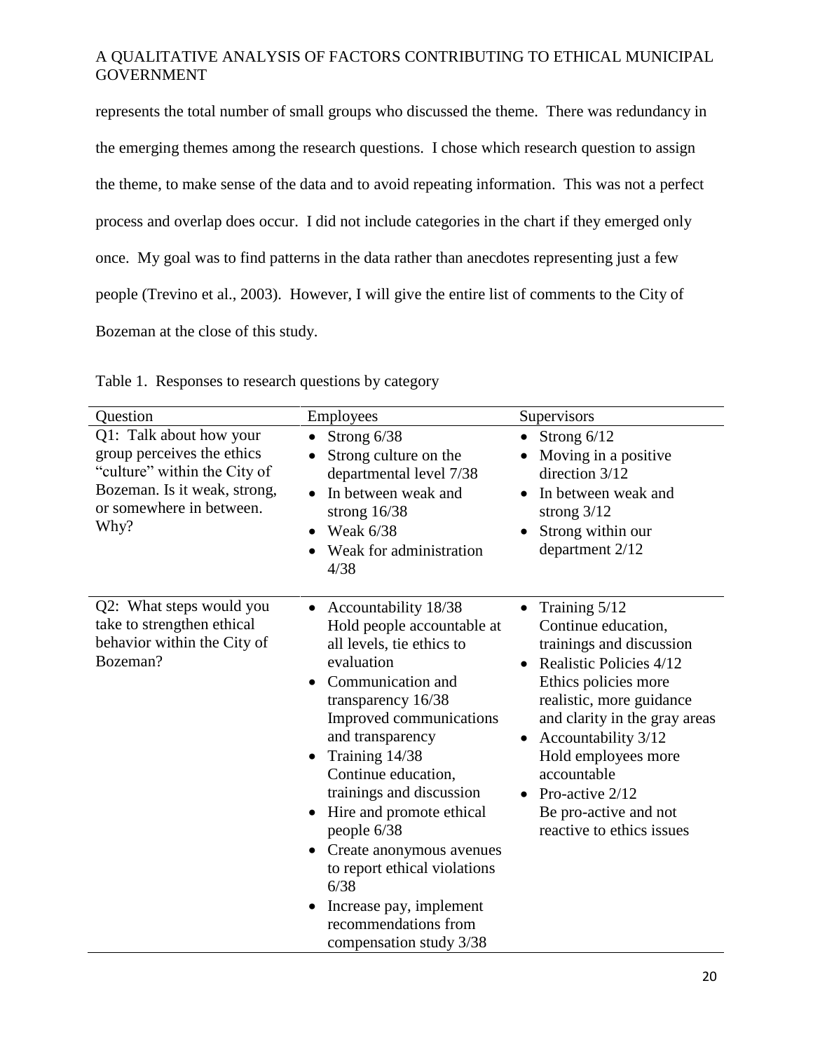represents the total number of small groups who discussed the theme. There was redundancy in the emerging themes among the research questions. I chose which research question to assign the theme, to make sense of the data and to avoid repeating information. This was not a perfect process and overlap does occur. I did not include categories in the chart if they emerged only once. My goal was to find patterns in the data rather than anecdotes representing just a few people (Trevino et al., 2003). However, I will give the entire list of comments to the City of Bozeman at the close of this study.

Table 1. Responses to research questions by category

| Question | Employees | Supervisors |
| --- | --- | --- |
| Q1: Talk about how your group perceives the ethics "culture" within the City of Bozeman. Is it weak, strong, or somewhere in between. Why? | • Strong 6/38<br>• Strong culture on the departmental level 7/38<br>• In between weak and strong 16/38<br>• Weak 6/38<br>• Weak for administration 4/38 | • Strong 6/12<br>• Moving in a positive direction 3/12<br>• In between weak and strong 3/12<br>• Strong within our department 2/12 |
| Q2: What steps would you take to strengthen ethical behavior within the City of Bozeman? | • Accountability 18/38 Hold people accountable at all levels, tie ethics to evaluation<br>• Communication and transparency 16/38 Improved communications and transparency<br>• Training 14/38 Continue education, trainings and discussion<br>• Hire and promote ethical people 6/38<br>• Create anonymous avenues to report ethical violations 6/38<br>• Increase pay, implement recommendations from compensation study 3/38 | • Training 5/12 Continue education, trainings and discussion<br>• Realistic Policies 4/12 Ethics policies more realistic, more guidance and clarity in the gray areas<br>• Accountability 3/12 Hold employees more accountable<br>• Pro-active 2/12 Be pro-active and not reactive to ethics issues |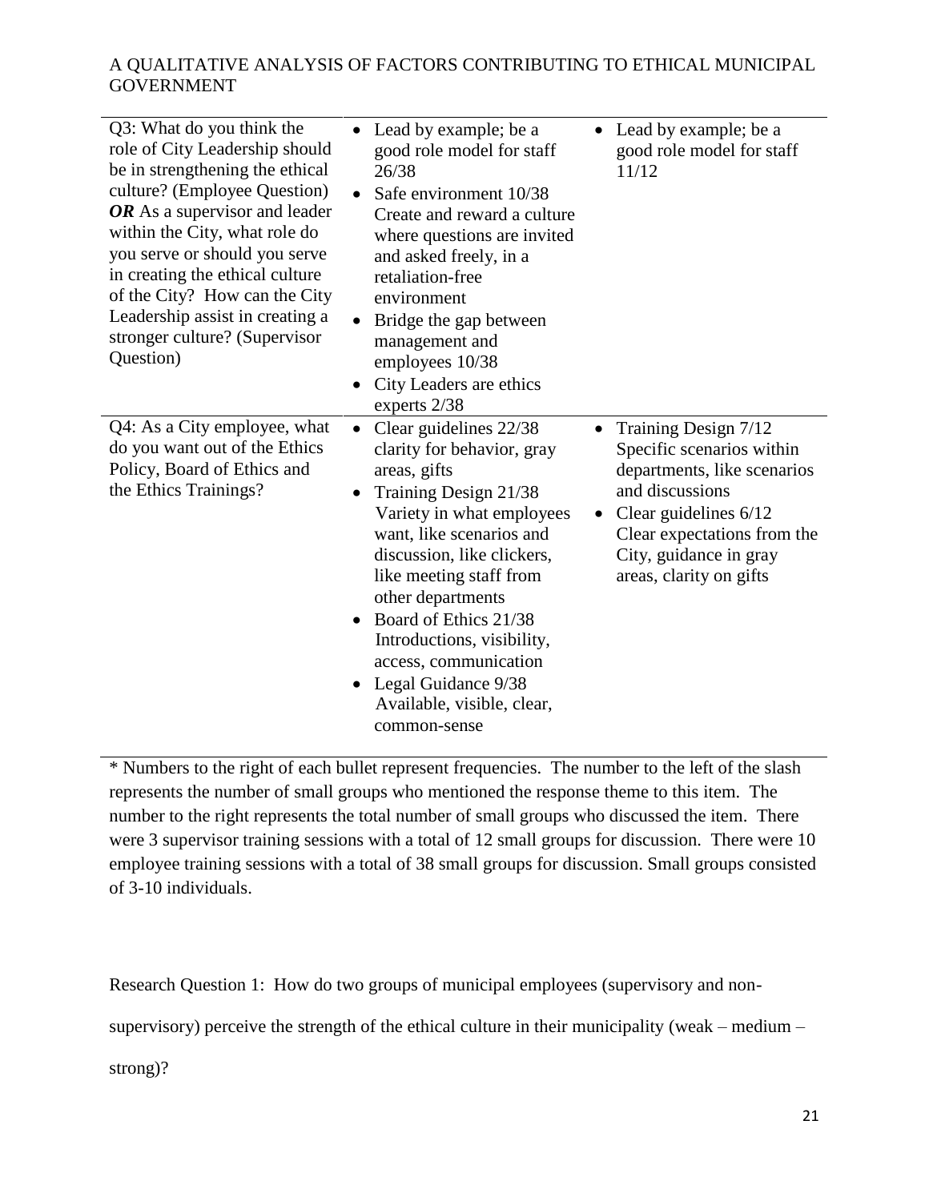| | | |
|---|---|---|
| Q3: What do you think the role of City Leadership should be in strengthening the ethical culture? (Employee Question) ***OR*** As a supervisor and leader within the City, what role do you serve or should you serve in creating the ethical culture of the City? How can the City Leadership assist in creating a stronger culture? (Supervisor Question) | • Lead by example; be a good role model for staff 26/38<br>• Safe environment 10/38 Create and reward a culture where questions are invited and asked freely, in a retaliation-free environment<br>• Bridge the gap between management and employees 10/38<br>• City Leaders are ethics experts 2/38 | • Lead by example; be a good role model for staff 11/12 |
| Q4: As a City employee, what do you want out of the Ethics Policy, Board of Ethics and the Ethics Trainings? | • Clear guidelines 22/38 clarity for behavior, gray areas, gifts<br>• Training Design 21/38 Variety in what employees want, like scenarios and discussion, like clickers, like meeting staff from other departments<br>• Board of Ethics 21/38 Introductions, visibility, access, communication<br>• Legal Guidance 9/38 Available, visible, clear, common-sense | • Training Design 7/12 Specific scenarios within departments, like scenarios and discussions<br>• Clear guidelines 6/12 Clear expectations from the City, guidance in gray areas, clarity on gifts |

* Numbers to the right of each bullet represent frequencies. The number to the left of the slash represents the number of small groups who mentioned the response theme to this item. The number to the right represents the total number of small groups who discussed the item. There were 3 supervisor training sessions with a total of 12 small groups for discussion. There were 10 employee training sessions with a total of 38 small groups for discussion. Small groups consisted of 3-10 individuals.

Research Question 1: How do two groups of municipal employees (supervisory and non-supervisory) perceive the strength of the ethical culture in their municipality (weak – medium – strong)?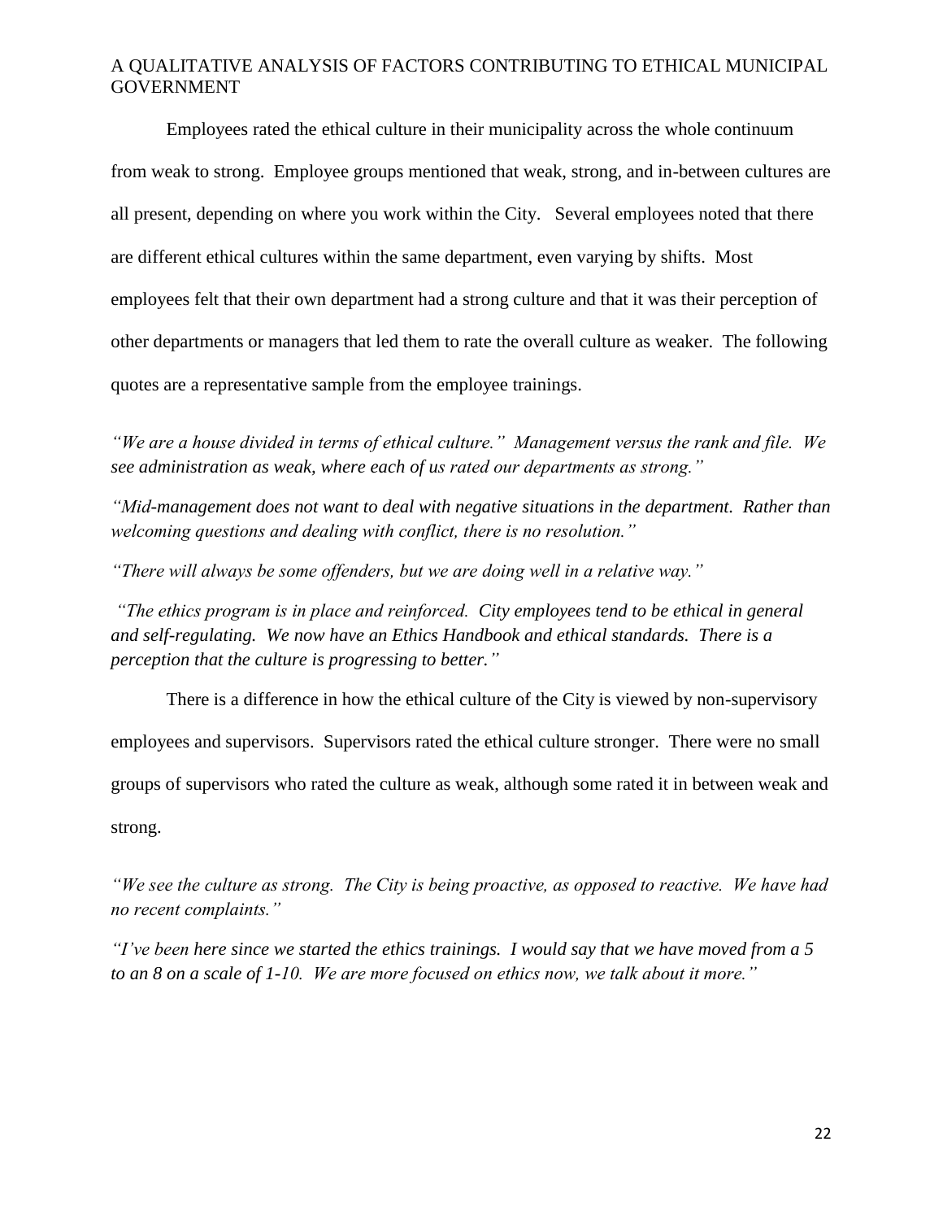Employees rated the ethical culture in their municipality across the whole continuum from weak to strong. Employee groups mentioned that weak, strong, and in-between cultures are all present, depending on where you work within the City. Several employees noted that there are different ethical cultures within the same department, even varying by shifts. Most employees felt that their own department had a strong culture and that it was their perception of other departments or managers that led them to rate the overall culture as weaker. The following quotes are a representative sample from the employee trainings.

*"We are a house divided in terms of ethical culture." Management versus the rank and file. We see administration as weak, where each of us rated our departments as strong."*

*"Mid-management does not want to deal with negative situations in the department. Rather than welcoming questions and dealing with conflict, there is no resolution."*

*"There will always be some offenders, but we are doing well in a relative way."*

*"The ethics program is in place and reinforced. City employees tend to be ethical in general and self-regulating. We now have an Ethics Handbook and ethical standards. There is a perception that the culture is progressing to better."*

There is a difference in how the ethical culture of the City is viewed by non-supervisory employees and supervisors. Supervisors rated the ethical culture stronger. There were no small groups of supervisors who rated the culture as weak, although some rated it in between weak and strong.

*"We see the culture as strong. The City is being proactive, as opposed to reactive. We have had no recent complaints."*

*"I've been here since we started the ethics trainings. I would say that we have moved from a 5 to an 8 on a scale of 1-10. We are more focused on ethics now, we talk about it more."*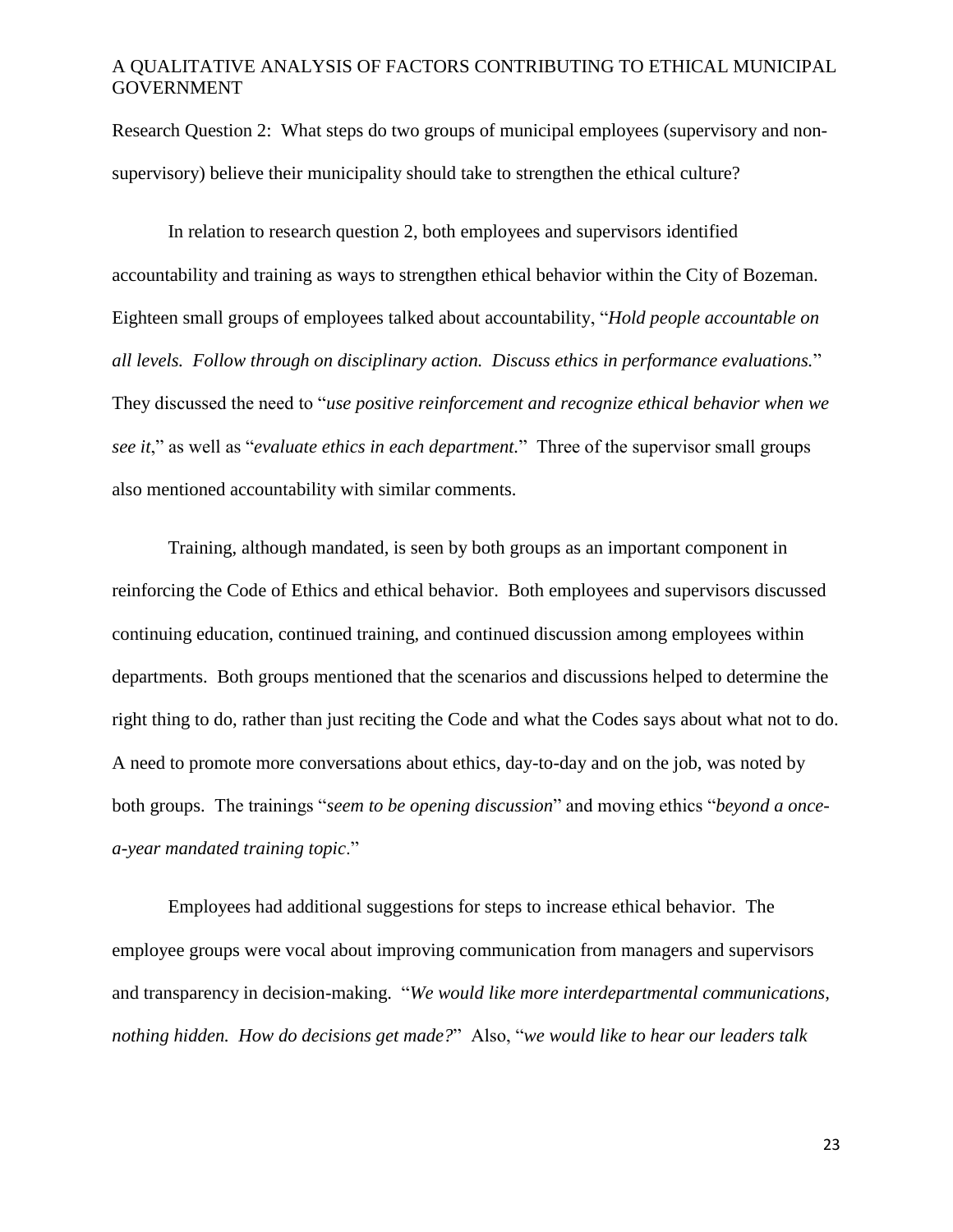Research Question 2: What steps do two groups of municipal employees (supervisory and non-supervisory) believe their municipality should take to strengthen the ethical culture?

In relation to research question 2, both employees and supervisors identified accountability and training as ways to strengthen ethical behavior within the City of Bozeman. Eighteen small groups of employees talked about accountability, "*Hold people accountable on all levels. Follow through on disciplinary action. Discuss ethics in performance evaluations.*" They discussed the need to "*use positive reinforcement and recognize ethical behavior when we see it*," as well as "*evaluate ethics in each department.*" Three of the supervisor small groups also mentioned accountability with similar comments.

Training, although mandated, is seen by both groups as an important component in reinforcing the Code of Ethics and ethical behavior. Both employees and supervisors discussed continuing education, continued training, and continued discussion among employees within departments. Both groups mentioned that the scenarios and discussions helped to determine the right thing to do, rather than just reciting the Code and what the Codes says about what not to do. A need to promote more conversations about ethics, day-to-day and on the job, was noted by both groups. The trainings "*seem to be opening discussion*" and moving ethics "*beyond a once-a-year mandated training topic*."

Employees had additional suggestions for steps to increase ethical behavior. The employee groups were vocal about improving communication from managers and supervisors and transparency in decision-making. "*We would like more interdepartmental communications, nothing hidden. How do decisions get made?*" Also, "*we would like to hear our leaders talk*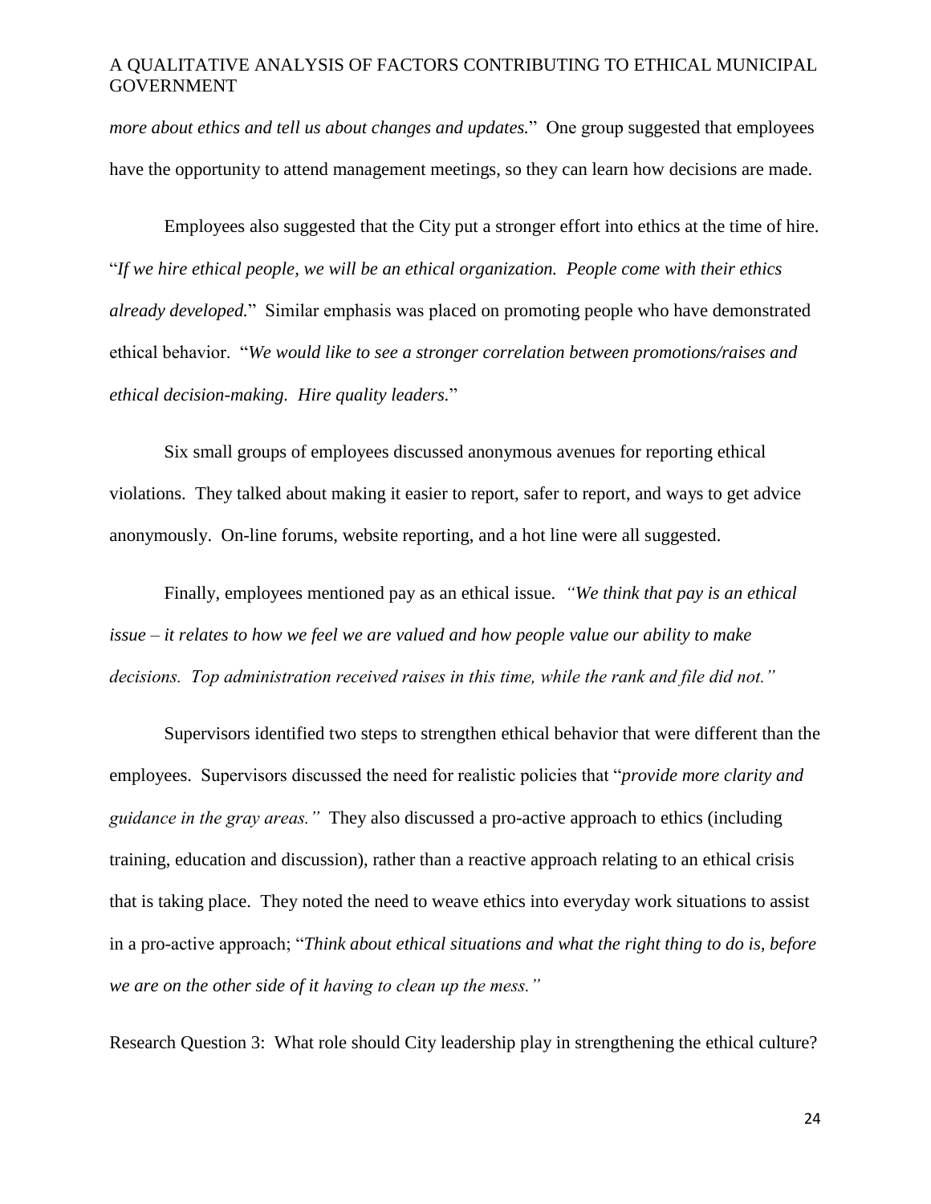*more about ethics and tell us about changes and updates.*" One group suggested that employees have the opportunity to attend management meetings, so they can learn how decisions are made.

Employees also suggested that the City put a stronger effort into ethics at the time of hire. "*If we hire ethical people, we will be an ethical organization. People come with their ethics already developed.*" Similar emphasis was placed on promoting people who have demonstrated ethical behavior. "*We would like to see a stronger correlation between promotions/raises and ethical decision-making. Hire quality leaders.*"

Six small groups of employees discussed anonymous avenues for reporting ethical violations. They talked about making it easier to report, safer to report, and ways to get advice anonymously. On-line forums, website reporting, and a hot line were all suggested.

Finally, employees mentioned pay as an ethical issue. *"We think that pay is an ethical issue – it relates to how we feel we are valued and how people value our ability to make decisions. Top administration received raises in this time, while the rank and file did not."*

Supervisors identified two steps to strengthen ethical behavior that were different than the employees. Supervisors discussed the need for realistic policies that "*provide more clarity and guidance in the gray areas."* They also discussed a pro-active approach to ethics (including training, education and discussion), rather than a reactive approach relating to an ethical crisis that is taking place. They noted the need to weave ethics into everyday work situations to assist in a pro-active approach; "*Think about ethical situations and what the right thing to do is, before we are on the other side of it having to clean up the mess."*

Research Question 3: What role should City leadership play in strengthening the ethical culture?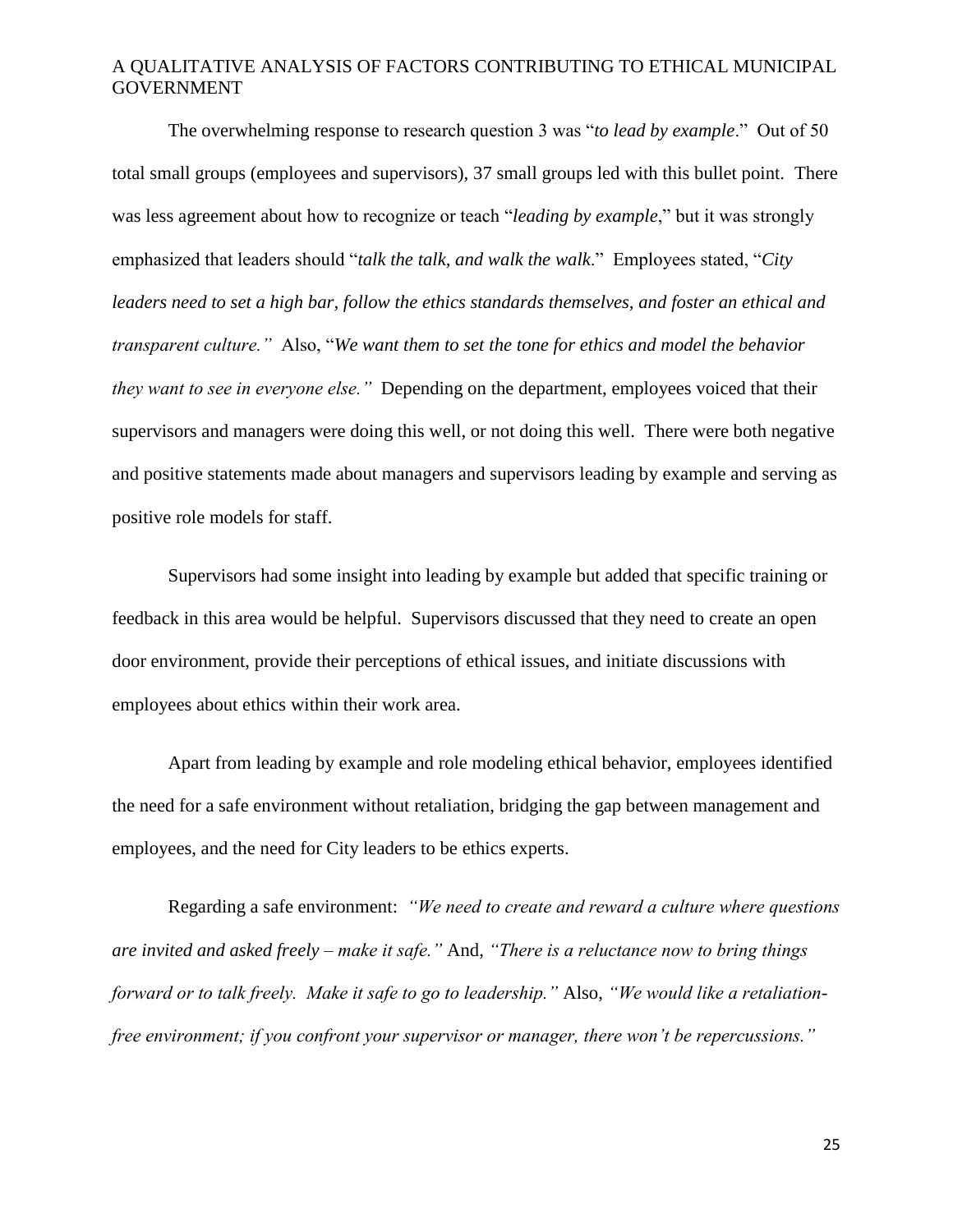The overwhelming response to research question 3 was "*to lead by example*." Out of 50 total small groups (employees and supervisors), 37 small groups led with this bullet point. There was less agreement about how to recognize or teach "*leading by example*," but it was strongly emphasized that leaders should "*talk the talk, and walk the walk.*" Employees stated, "*City leaders need to set a high bar, follow the ethics standards themselves, and foster an ethical and transparent culture."* Also, "*We want them to set the tone for ethics and model the behavior they want to see in everyone else."* Depending on the department, employees voiced that their supervisors and managers were doing this well, or not doing this well. There were both negative and positive statements made about managers and supervisors leading by example and serving as positive role models for staff.

Supervisors had some insight into leading by example but added that specific training or feedback in this area would be helpful. Supervisors discussed that they need to create an open door environment, provide their perceptions of ethical issues, and initiate discussions with employees about ethics within their work area.

Apart from leading by example and role modeling ethical behavior, employees identified the need for a safe environment without retaliation, bridging the gap between management and employees, and the need for City leaders to be ethics experts.

Regarding a safe environment: *"We need to create and reward a culture where questions are invited and asked freely – make it safe."* And, *"There is a reluctance now to bring things forward or to talk freely. Make it safe to go to leadership."* Also, *"We would like a retaliation-free environment; if you confront your supervisor or manager, there won't be repercussions."*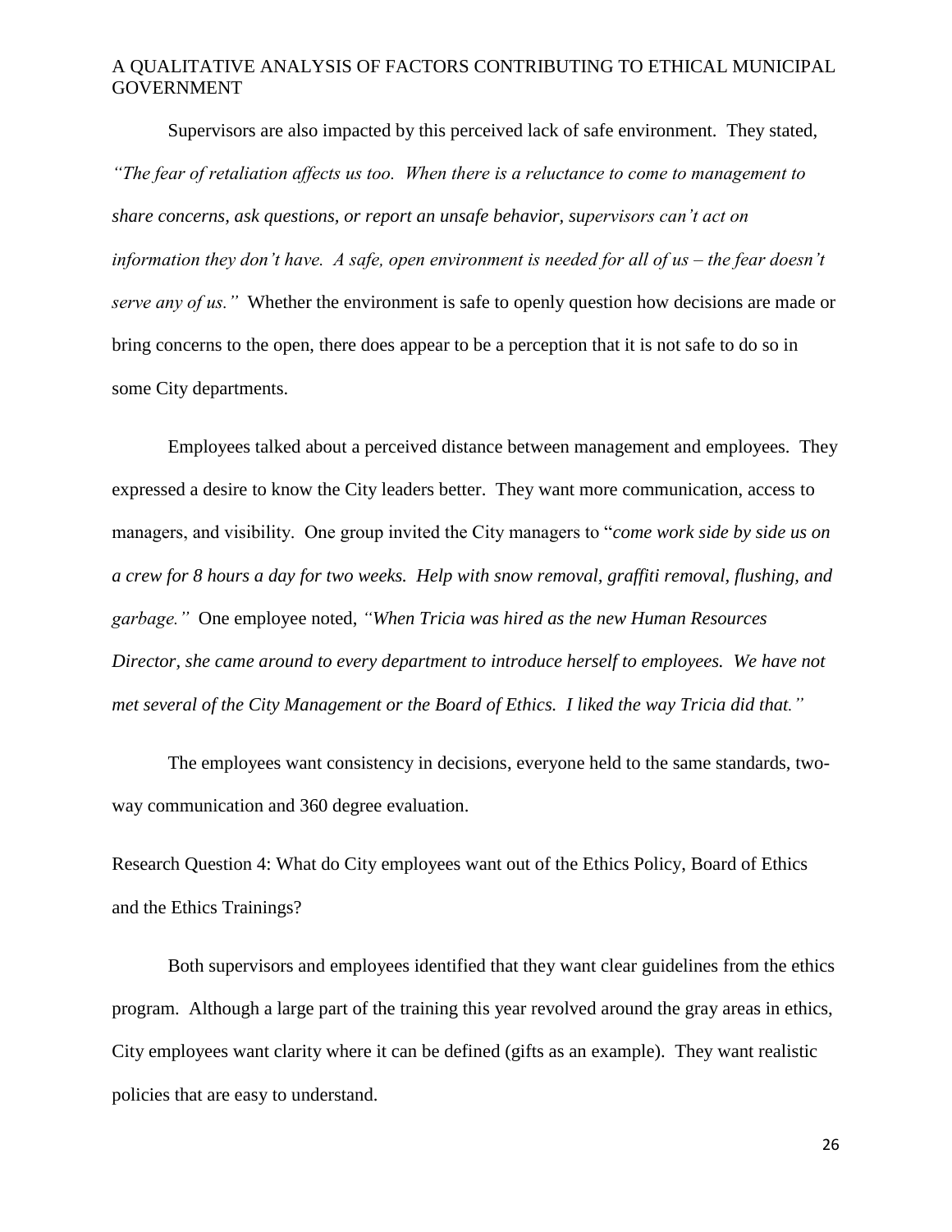Supervisors are also impacted by this perceived lack of safe environment. They stated, *"The fear of retaliation affects us too. When there is a reluctance to come to management to share concerns, ask questions, or report an unsafe behavior, supervisors can't act on information they don't have. A safe, open environment is needed for all of us – the fear doesn't serve any of us."* Whether the environment is safe to openly question how decisions are made or bring concerns to the open, there does appear to be a perception that it is not safe to do so in some City departments.

Employees talked about a perceived distance between management and employees. They expressed a desire to know the City leaders better. They want more communication, access to managers, and visibility. One group invited the City managers to "*come work side by side us on a crew for 8 hours a day for two weeks. Help with snow removal, graffiti removal, flushing, and garbage."* One employee noted, *"When Tricia was hired as the new Human Resources Director, she came around to every department to introduce herself to employees. We have not met several of the City Management or the Board of Ethics. I liked the way Tricia did that."*

The employees want consistency in decisions, everyone held to the same standards, two-way communication and 360 degree evaluation.

Research Question 4: What do City employees want out of the Ethics Policy, Board of Ethics and the Ethics Trainings?

Both supervisors and employees identified that they want clear guidelines from the ethics program. Although a large part of the training this year revolved around the gray areas in ethics, City employees want clarity where it can be defined (gifts as an example). They want realistic policies that are easy to understand.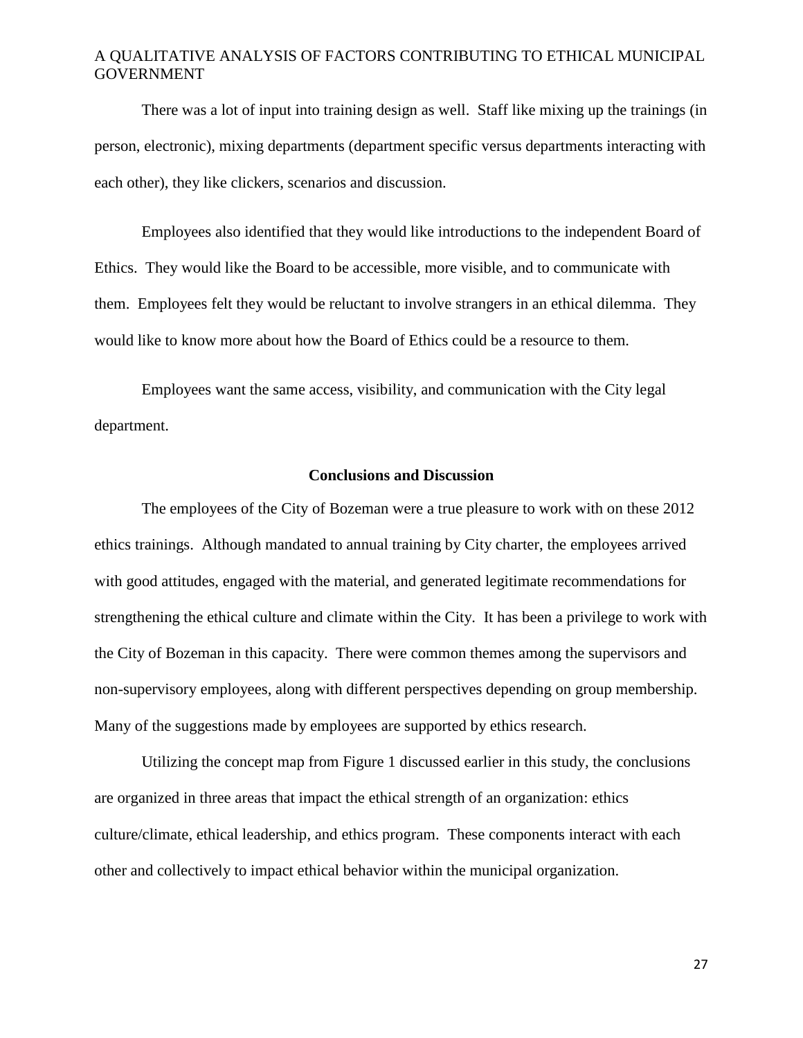There was a lot of input into training design as well. Staff like mixing up the trainings (in person, electronic), mixing departments (department specific versus departments interacting with each other), they like clickers, scenarios and discussion.

Employees also identified that they would like introductions to the independent Board of Ethics. They would like the Board to be accessible, more visible, and to communicate with them. Employees felt they would be reluctant to involve strangers in an ethical dilemma. They would like to know more about how the Board of Ethics could be a resource to them.

Employees want the same access, visibility, and communication with the City legal department.

## Conclusions and Discussion

The employees of the City of Bozeman were a true pleasure to work with on these 2012 ethics trainings. Although mandated to annual training by City charter, the employees arrived with good attitudes, engaged with the material, and generated legitimate recommendations for strengthening the ethical culture and climate within the City. It has been a privilege to work with the City of Bozeman in this capacity. There were common themes among the supervisors and non-supervisory employees, along with different perspectives depending on group membership. Many of the suggestions made by employees are supported by ethics research.

Utilizing the concept map from Figure 1 discussed earlier in this study, the conclusions are organized in three areas that impact the ethical strength of an organization: ethics culture/climate, ethical leadership, and ethics program. These components interact with each other and collectively to impact ethical behavior within the municipal organization.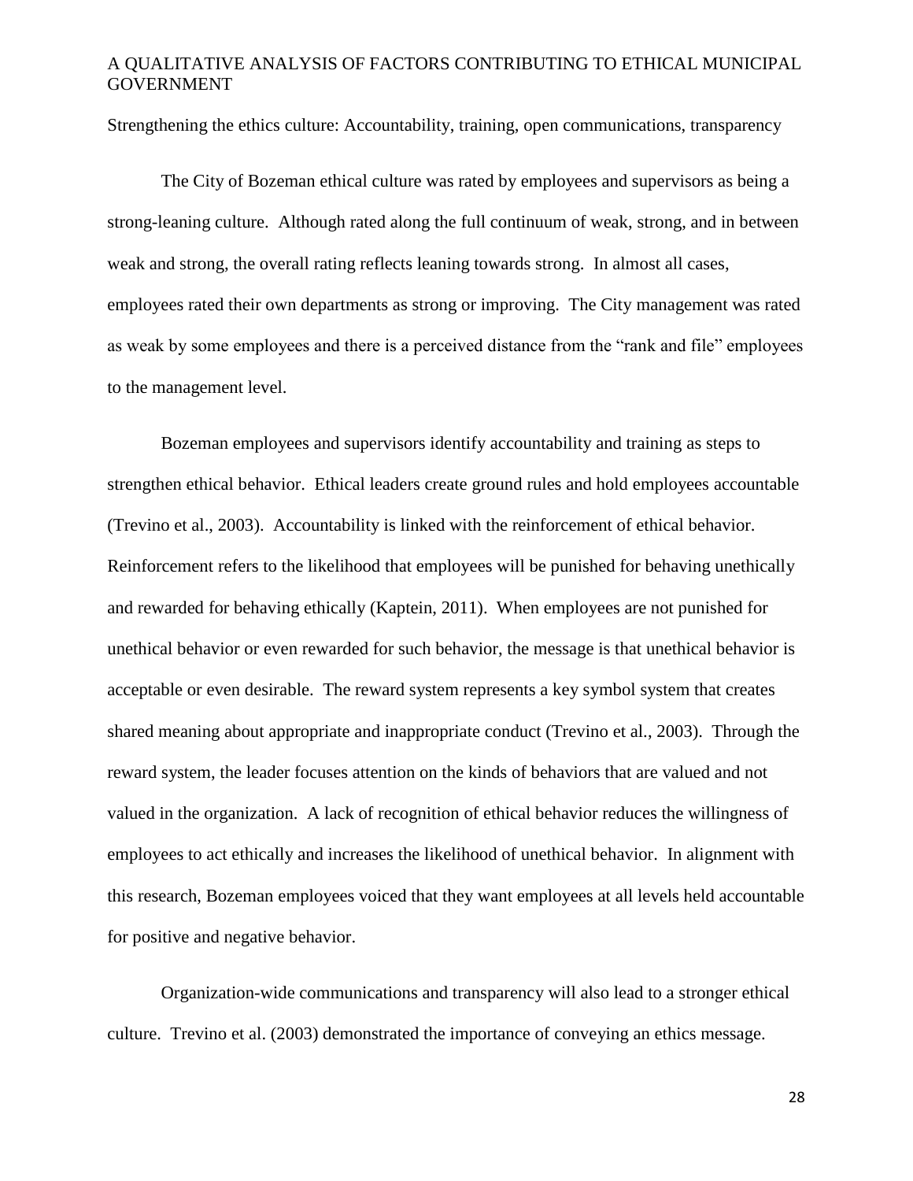Strengthening the ethics culture: Accountability, training, open communications, transparency

The City of Bozeman ethical culture was rated by employees and supervisors as being a strong-leaning culture. Although rated along the full continuum of weak, strong, and in between weak and strong, the overall rating reflects leaning towards strong. In almost all cases, employees rated their own departments as strong or improving. The City management was rated as weak by some employees and there is a perceived distance from the "rank and file" employees to the management level.

Bozeman employees and supervisors identify accountability and training as steps to strengthen ethical behavior. Ethical leaders create ground rules and hold employees accountable (Trevino et al., 2003). Accountability is linked with the reinforcement of ethical behavior. Reinforcement refers to the likelihood that employees will be punished for behaving unethically and rewarded for behaving ethically (Kaptein, 2011). When employees are not punished for unethical behavior or even rewarded for such behavior, the message is that unethical behavior is acceptable or even desirable. The reward system represents a key symbol system that creates shared meaning about appropriate and inappropriate conduct (Trevino et al., 2003). Through the reward system, the leader focuses attention on the kinds of behaviors that are valued and not valued in the organization. A lack of recognition of ethical behavior reduces the willingness of employees to act ethically and increases the likelihood of unethical behavior. In alignment with this research, Bozeman employees voiced that they want employees at all levels held accountable for positive and negative behavior.

Organization-wide communications and transparency will also lead to a stronger ethical culture. Trevino et al. (2003) demonstrated the importance of conveying an ethics message.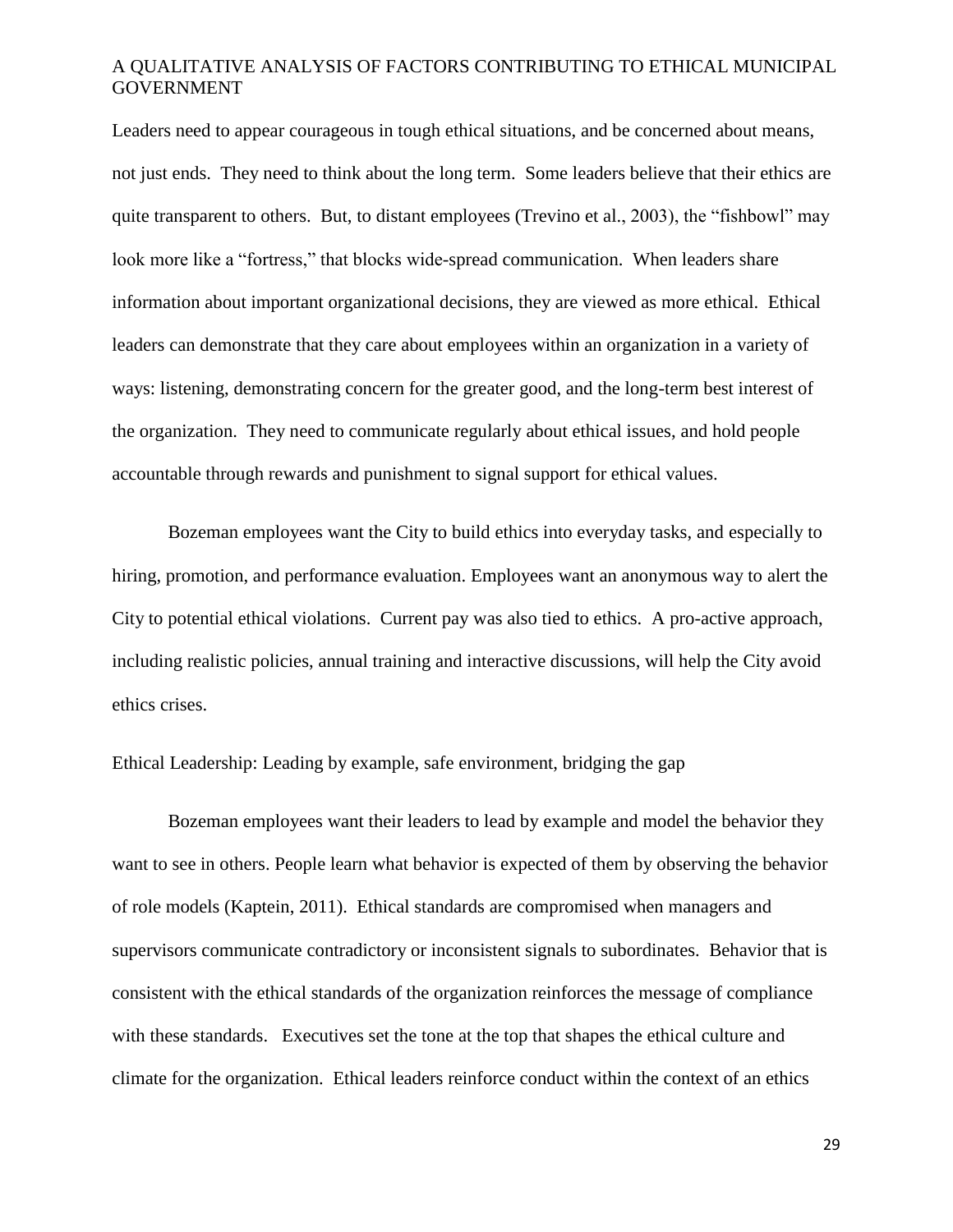Leaders need to appear courageous in tough ethical situations, and be concerned about means, not just ends. They need to think about the long term. Some leaders believe that their ethics are quite transparent to others. But, to distant employees (Trevino et al., 2003), the "fishbowl" may look more like a "fortress," that blocks wide-spread communication. When leaders share information about important organizational decisions, they are viewed as more ethical. Ethical leaders can demonstrate that they care about employees within an organization in a variety of ways: listening, demonstrating concern for the greater good, and the long-term best interest of the organization. They need to communicate regularly about ethical issues, and hold people accountable through rewards and punishment to signal support for ethical values.

Bozeman employees want the City to build ethics into everyday tasks, and especially to hiring, promotion, and performance evaluation. Employees want an anonymous way to alert the City to potential ethical violations. Current pay was also tied to ethics. A pro-active approach, including realistic policies, annual training and interactive discussions, will help the City avoid ethics crises.

Ethical Leadership: Leading by example, safe environment, bridging the gap

Bozeman employees want their leaders to lead by example and model the behavior they want to see in others. People learn what behavior is expected of them by observing the behavior of role models (Kaptein, 2011). Ethical standards are compromised when managers and supervisors communicate contradictory or inconsistent signals to subordinates. Behavior that is consistent with the ethical standards of the organization reinforces the message of compliance with these standards. Executives set the tone at the top that shapes the ethical culture and climate for the organization. Ethical leaders reinforce conduct within the context of an ethics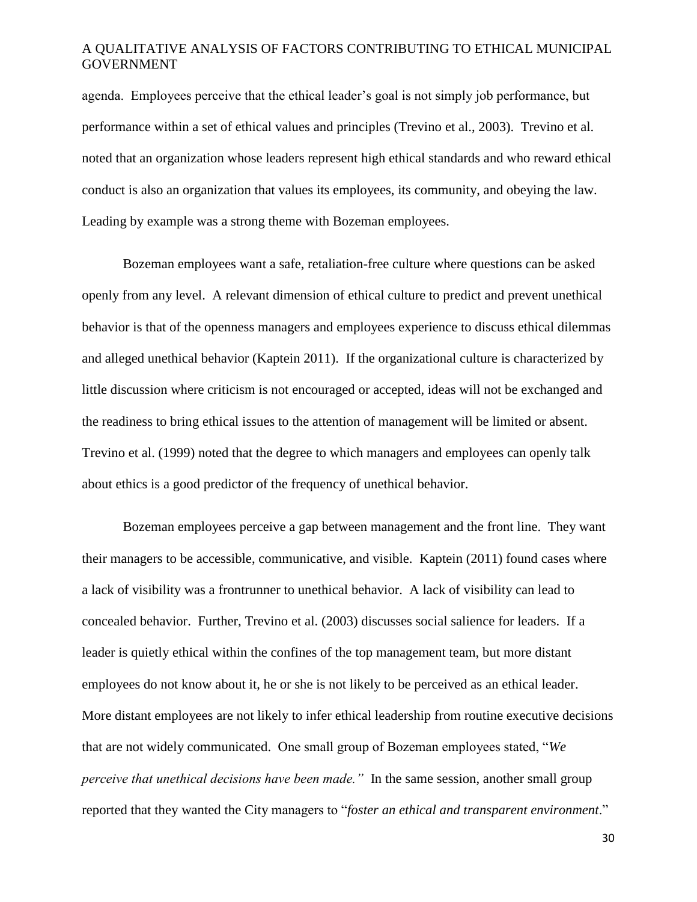agenda. Employees perceive that the ethical leader's goal is not simply job performance, but performance within a set of ethical values and principles (Trevino et al., 2003). Trevino et al. noted that an organization whose leaders represent high ethical standards and who reward ethical conduct is also an organization that values its employees, its community, and obeying the law. Leading by example was a strong theme with Bozeman employees.

Bozeman employees want a safe, retaliation-free culture where questions can be asked openly from any level. A relevant dimension of ethical culture to predict and prevent unethical behavior is that of the openness managers and employees experience to discuss ethical dilemmas and alleged unethical behavior (Kaptein 2011). If the organizational culture is characterized by little discussion where criticism is not encouraged or accepted, ideas will not be exchanged and the readiness to bring ethical issues to the attention of management will be limited or absent. Trevino et al. (1999) noted that the degree to which managers and employees can openly talk about ethics is a good predictor of the frequency of unethical behavior.

Bozeman employees perceive a gap between management and the front line. They want their managers to be accessible, communicative, and visible. Kaptein (2011) found cases where a lack of visibility was a frontrunner to unethical behavior. A lack of visibility can lead to concealed behavior. Further, Trevino et al. (2003) discusses social salience for leaders. If a leader is quietly ethical within the confines of the top management team, but more distant employees do not know about it, he or she is not likely to be perceived as an ethical leader. More distant employees are not likely to infer ethical leadership from routine executive decisions that are not widely communicated. One small group of Bozeman employees stated, "*We perceive that unethical decisions have been made.*" In the same session, another small group reported that they wanted the City managers to "*foster an ethical and transparent environment*."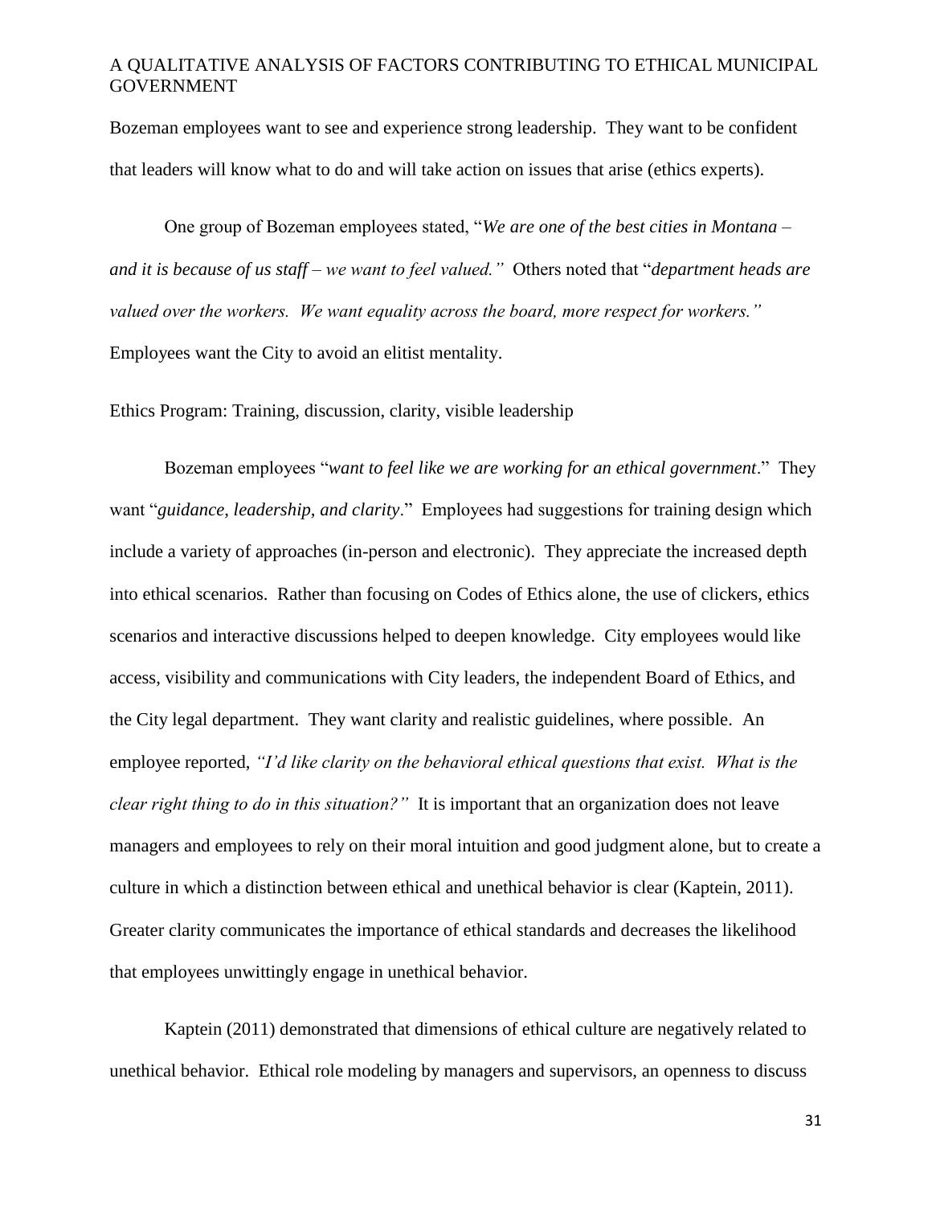Bozeman employees want to see and experience strong leadership. They want to be confident that leaders will know what to do and will take action on issues that arise (ethics experts).

One group of Bozeman employees stated, "*We are one of the best cities in Montana – and it is because of us staff – we want to feel valued.*" Others noted that "*department heads are valued over the workers. We want equality across the board, more respect for workers.*" Employees want the City to avoid an elitist mentality.

Ethics Program: Training, discussion, clarity, visible leadership

Bozeman employees "*want to feel like we are working for an ethical government*." They want "*guidance, leadership, and clarity*." Employees had suggestions for training design which include a variety of approaches (in-person and electronic). They appreciate the increased depth into ethical scenarios. Rather than focusing on Codes of Ethics alone, the use of clickers, ethics scenarios and interactive discussions helped to deepen knowledge. City employees would like access, visibility and communications with City leaders, the independent Board of Ethics, and the City legal department. They want clarity and realistic guidelines, where possible. An employee reported, *"I'd like clarity on the behavioral ethical questions that exist. What is the clear right thing to do in this situation?"* It is important that an organization does not leave managers and employees to rely on their moral intuition and good judgment alone, but to create a culture in which a distinction between ethical and unethical behavior is clear (Kaptein, 2011). Greater clarity communicates the importance of ethical standards and decreases the likelihood that employees unwittingly engage in unethical behavior.

Kaptein (2011) demonstrated that dimensions of ethical culture are negatively related to unethical behavior. Ethical role modeling by managers and supervisors, an openness to discuss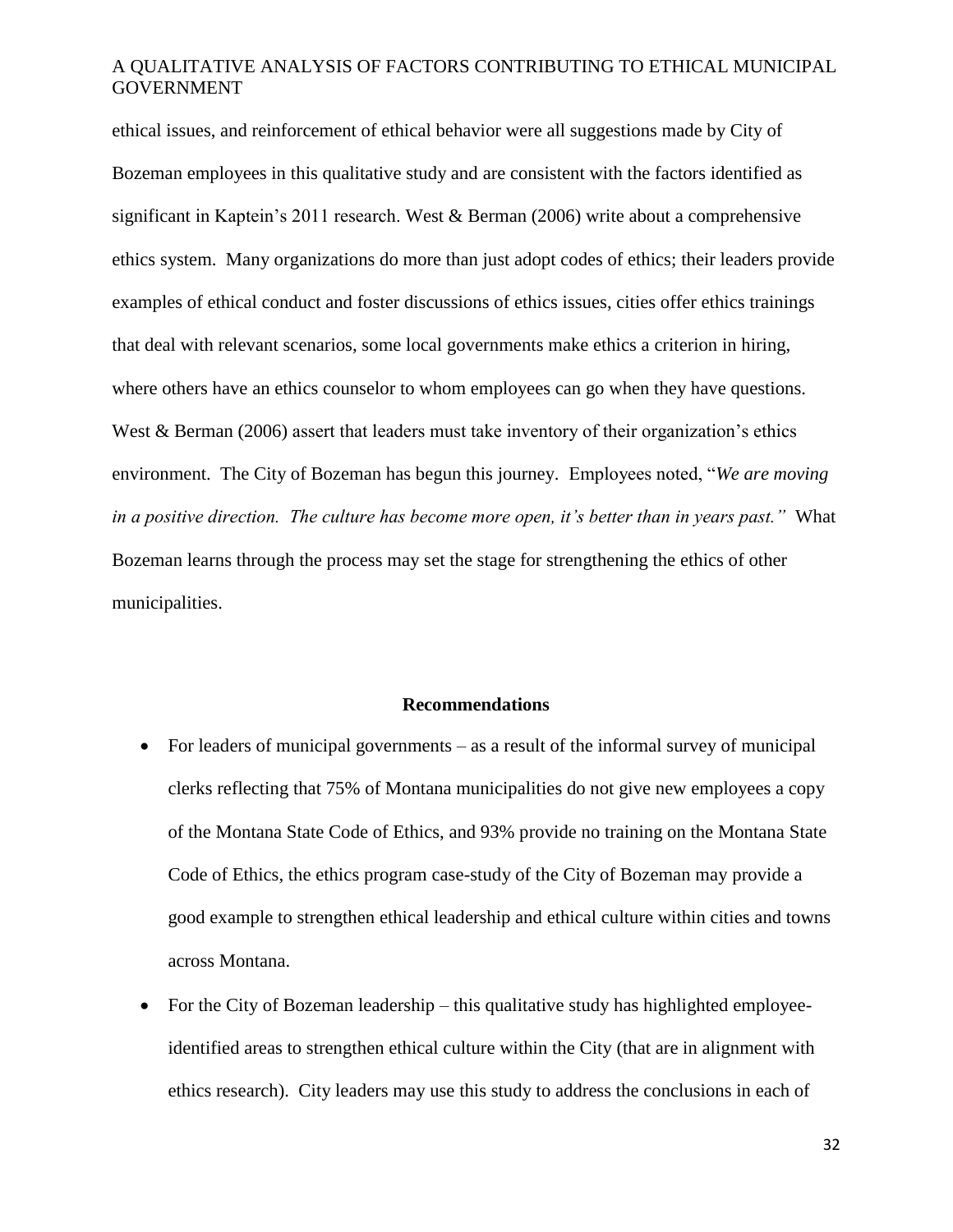ethical issues, and reinforcement of ethical behavior were all suggestions made by City of Bozeman employees in this qualitative study and are consistent with the factors identified as significant in Kaptein's 2011 research. West & Berman (2006) write about a comprehensive ethics system. Many organizations do more than just adopt codes of ethics; their leaders provide examples of ethical conduct and foster discussions of ethics issues, cities offer ethics trainings that deal with relevant scenarios, some local governments make ethics a criterion in hiring, where others have an ethics counselor to whom employees can go when they have questions. West & Berman (2006) assert that leaders must take inventory of their organization's ethics environment. The City of Bozeman has begun this journey. Employees noted, "*We are moving in a positive direction. The culture has become more open, it's better than in years past.*" What Bozeman learns through the process may set the stage for strengthening the ethics of other municipalities.

## Recommendations

- For leaders of municipal governments – as a result of the informal survey of municipal clerks reflecting that 75% of Montana municipalities do not give new employees a copy of the Montana State Code of Ethics, and 93% provide no training on the Montana State Code of Ethics, the ethics program case-study of the City of Bozeman may provide a good example to strengthen ethical leadership and ethical culture within cities and towns across Montana.
- For the City of Bozeman leadership – this qualitative study has highlighted employee-identified areas to strengthen ethical culture within the City (that are in alignment with ethics research). City leaders may use this study to address the conclusions in each of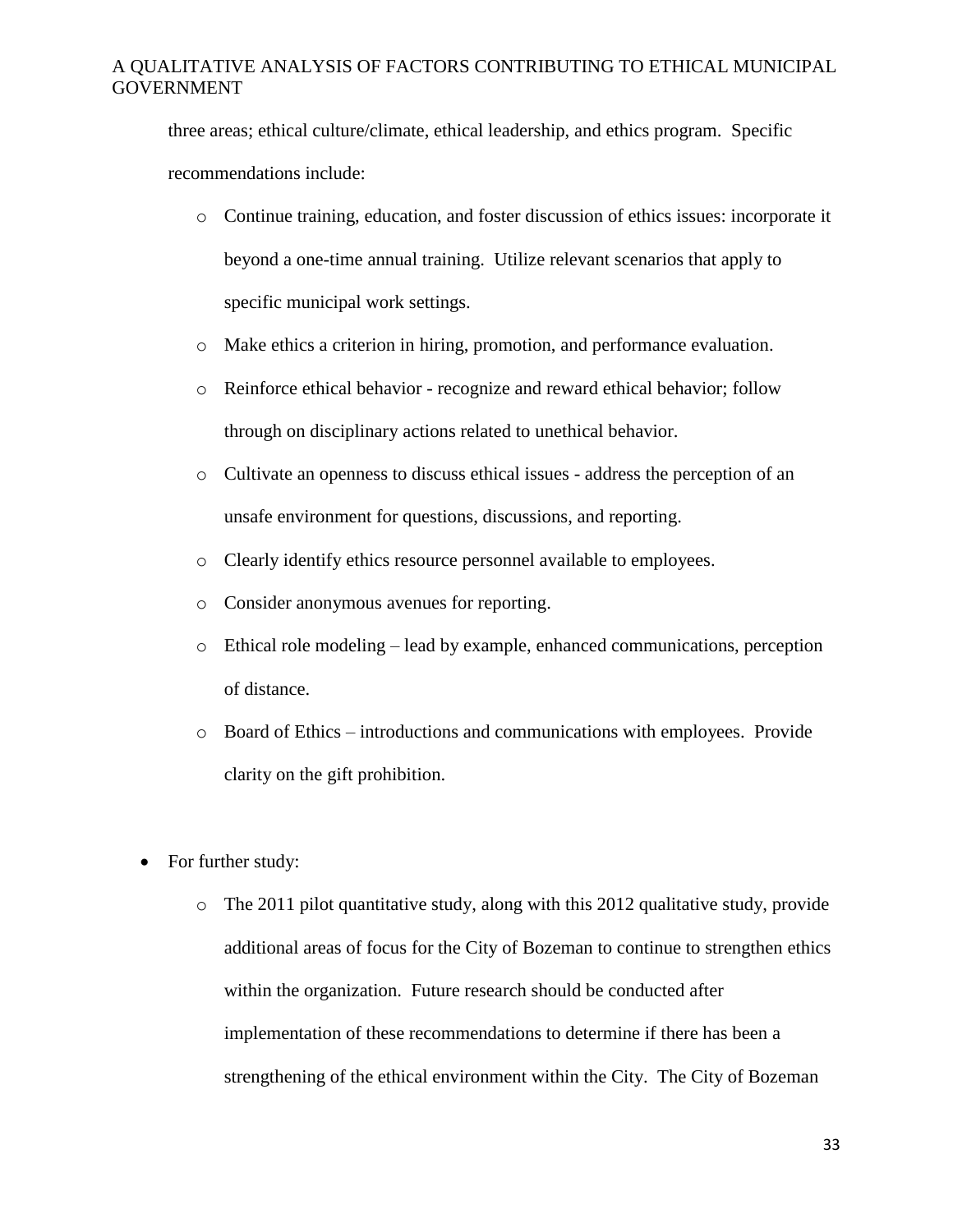three areas; ethical culture/climate, ethical leadership, and ethics program. Specific recommendations include:

  - Continue training, education, and foster discussion of ethics issues: incorporate it beyond a one-time annual training. Utilize relevant scenarios that apply to specific municipal work settings.
  - Make ethics a criterion in hiring, promotion, and performance evaluation.
  - Reinforce ethical behavior - recognize and reward ethical behavior; follow through on disciplinary actions related to unethical behavior.
  - Cultivate an openness to discuss ethical issues - address the perception of an unsafe environment for questions, discussions, and reporting.
  - Clearly identify ethics resource personnel available to employees.
  - Consider anonymous avenues for reporting.
  - Ethical role modeling – lead by example, enhanced communications, perception of distance.
  - Board of Ethics – introductions and communications with employees. Provide clarity on the gift prohibition.

- For further study:
  - The 2011 pilot quantitative study, along with this 2012 qualitative study, provide additional areas of focus for the City of Bozeman to continue to strengthen ethics within the organization. Future research should be conducted after implementation of these recommendations to determine if there has been a strengthening of the ethical environment within the City. The City of Bozeman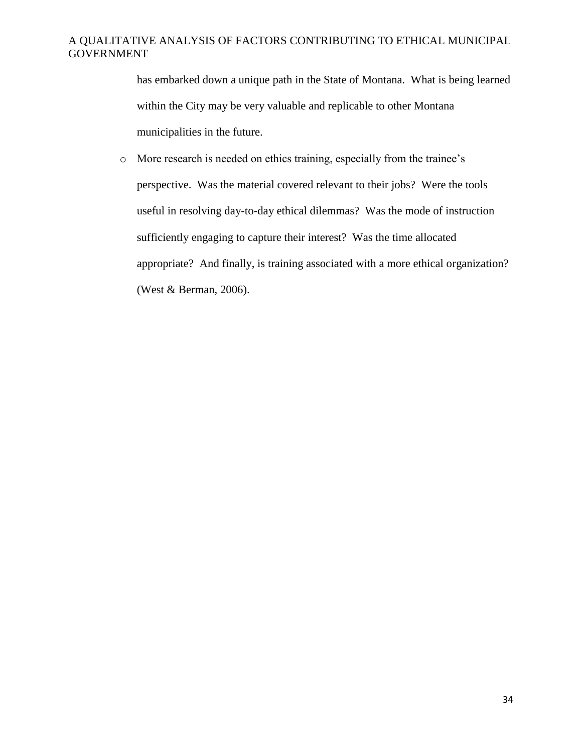has embarked down a unique path in the State of Montana. What is being learned within the City may be very valuable and replicable to other Montana municipalities in the future.

- More research is needed on ethics training, especially from the trainee's perspective. Was the material covered relevant to their jobs? Were the tools useful in resolving day-to-day ethical dilemmas? Was the mode of instruction sufficiently engaging to capture their interest? Was the time allocated appropriate? And finally, is training associated with a more ethical organization? (West & Berman, 2006).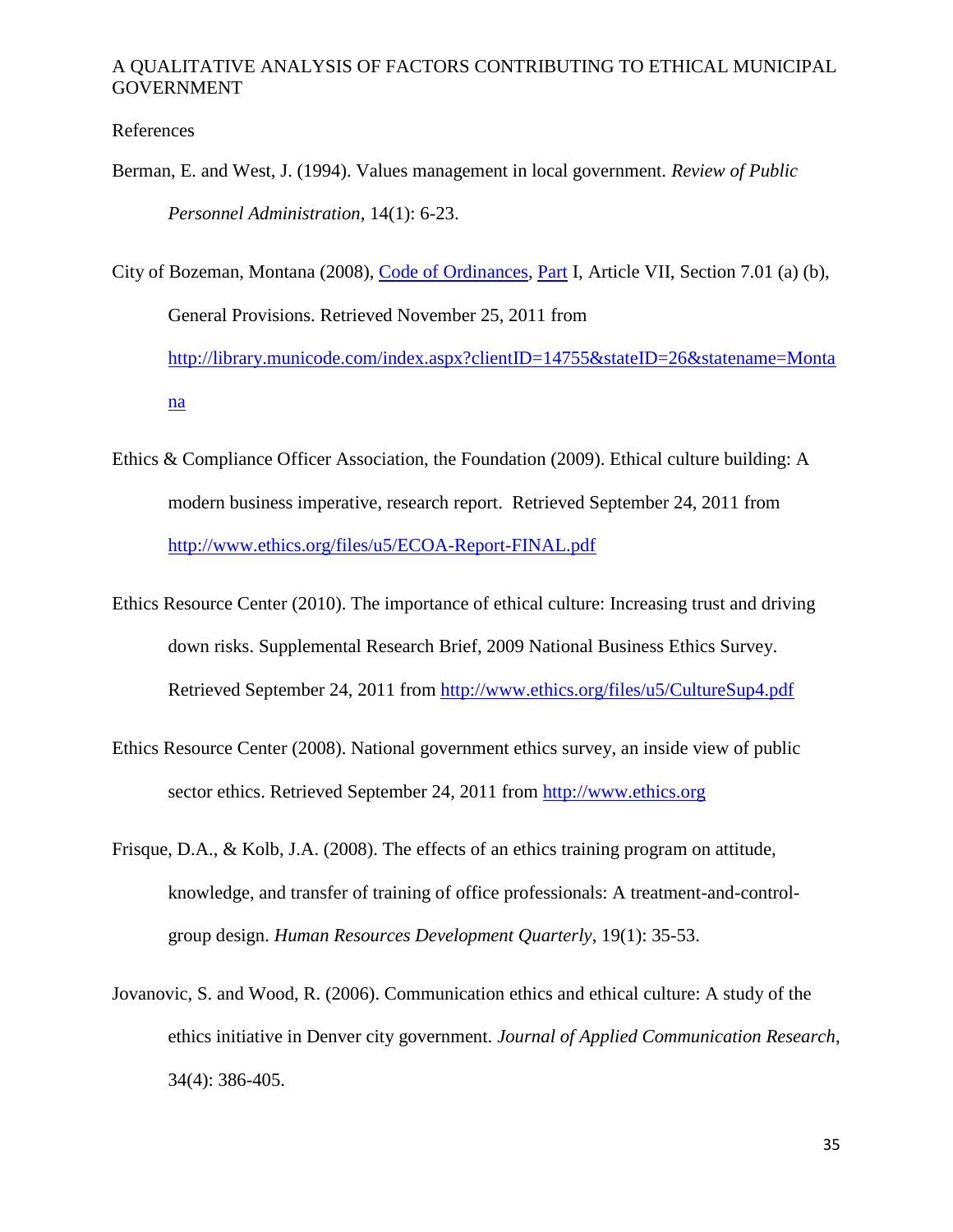References

Berman, E. and West, J. (1994). Values management in local government. *Review of Public Personnel Administration*, 14(1): 6-23.

City of Bozeman, Montana (2008), Code of Ordinances, Part I, Article VII, Section 7.01 (a) (b), General Provisions. Retrieved November 25, 2011 from http://library.municode.com/index.aspx?clientID=14755&stateID=26&statename=Montana

Ethics & Compliance Officer Association, the Foundation (2009). Ethical culture building: A modern business imperative, research report. Retrieved September 24, 2011 from http://www.ethics.org/files/u5/ECOA-Report-FINAL.pdf

Ethics Resource Center (2010). The importance of ethical culture: Increasing trust and driving down risks. Supplemental Research Brief, 2009 National Business Ethics Survey. Retrieved September 24, 2011 from http://www.ethics.org/files/u5/CultureSup4.pdf

Ethics Resource Center (2008). National government ethics survey, an inside view of public sector ethics. Retrieved September 24, 2011 from http://www.ethics.org

Frisque, D.A., & Kolb, J.A. (2008). The effects of an ethics training program on attitude, knowledge, and transfer of training of office professionals: A treatment-and-control-group design. *Human Resources Development Quarterly*, 19(1): 35-53.

Jovanovic, S. and Wood, R. (2006). Communication ethics and ethical culture: A study of the ethics initiative in Denver city government. *Journal of Applied Communication Research*, 34(4): 386-405.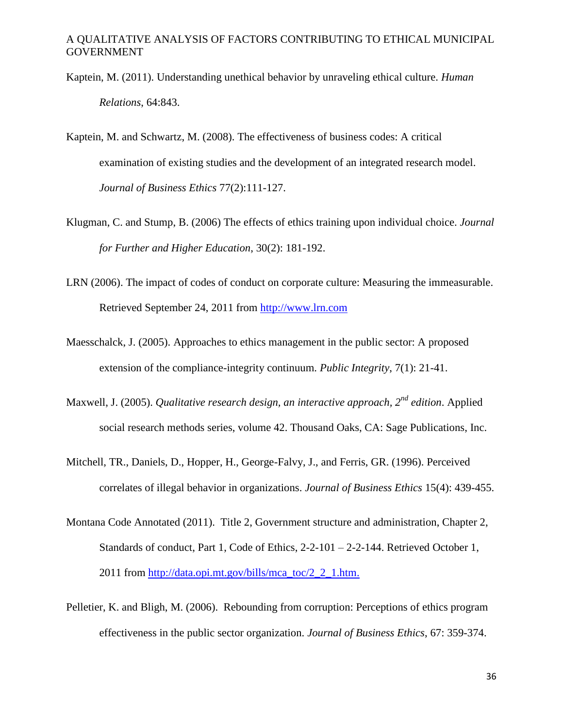Kaptein, M. (2011). Understanding unethical behavior by unraveling ethical culture. *Human Relations*, 64:843.

Kaptein, M. and Schwartz, M. (2008). The effectiveness of business codes: A critical examination of existing studies and the development of an integrated research model. *Journal of Business Ethics* 77(2):111-127.

Klugman, C. and Stump, B. (2006) The effects of ethics training upon individual choice. *Journal for Further and Higher Education*, 30(2): 181-192.

LRN (2006). The impact of codes of conduct on corporate culture: Measuring the immeasurable. Retrieved September 24, 2011 from http://www.lrn.com

Maesschalck, J. (2005). Approaches to ethics management in the public sector: A proposed extension of the compliance-integrity continuum. *Public Integrity*, 7(1): 21-41.

Maxwell, J. (2005). *Qualitative research design, an interactive approach, 2nd edition*. Applied social research methods series, volume 42. Thousand Oaks, CA: Sage Publications, Inc.

Mitchell, TR., Daniels, D., Hopper, H., George-Falvy, J., and Ferris, GR. (1996). Perceived correlates of illegal behavior in organizations. *Journal of Business Ethics* 15(4): 439-455.

Montana Code Annotated (2011). Title 2, Government structure and administration, Chapter 2, Standards of conduct, Part 1, Code of Ethics, 2-2-101 – 2-2-144. Retrieved October 1, 2011 from http://data.opi.mt.gov/bills/mca_toc/2_2_1.htm.

Pelletier, K. and Bligh, M. (2006). Rebounding from corruption: Perceptions of ethics program effectiveness in the public sector organization. *Journal of Business Ethics*, 67: 359-374.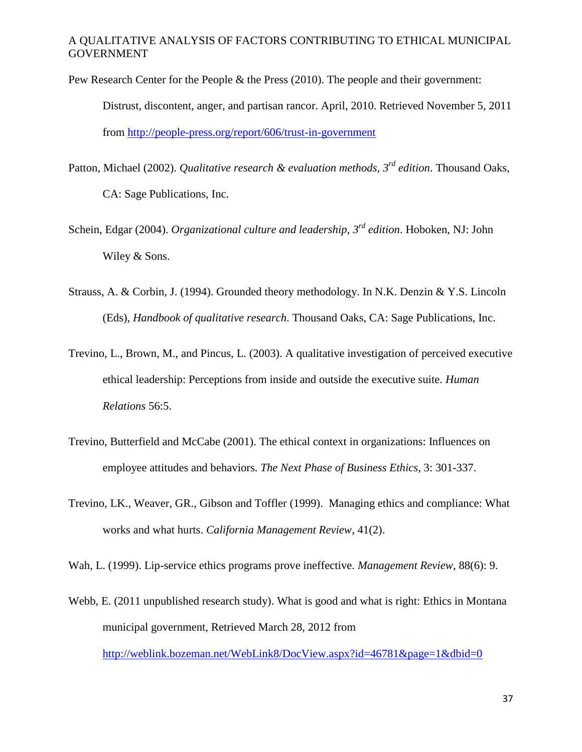Pew Research Center for the People & the Press (2010). The people and their government: Distrust, discontent, anger, and partisan rancor. April, 2010. Retrieved November 5, 2011 from http://people-press.org/report/606/trust-in-government

Patton, Michael (2002). *Qualitative research & evaluation methods, 3rd edition*. Thousand Oaks, CA: Sage Publications, Inc.

Schein, Edgar (2004). *Organizational culture and leadership, 3rd edition*. Hoboken, NJ: John Wiley & Sons.

Strauss, A. & Corbin, J. (1994). Grounded theory methodology. In N.K. Denzin & Y.S. Lincoln (Eds), *Handbook of qualitative research*. Thousand Oaks, CA: Sage Publications, Inc.

Trevino, L., Brown, M., and Pincus, L. (2003). A qualitative investigation of perceived executive ethical leadership: Perceptions from inside and outside the executive suite. *Human Relations* 56:5.

Trevino, Butterfield and McCabe (2001). The ethical context in organizations: Influences on employee attitudes and behaviors. *The Next Phase of Business Ethics*, 3: 301-337.

Trevino, LK., Weaver, GR., Gibson and Toffler (1999). Managing ethics and compliance: What works and what hurts. *California Management Review*, 41(2).

Wah, L. (1999). Lip-service ethics programs prove ineffective. *Management Review*, 88(6): 9.

Webb, E. (2011 unpublished research study). What is good and what is right: Ethics in Montana municipal government, Retrieved March 28, 2012 from http://weblink.bozeman.net/WebLink8/DocView.aspx?id=46781&page=1&dbid=0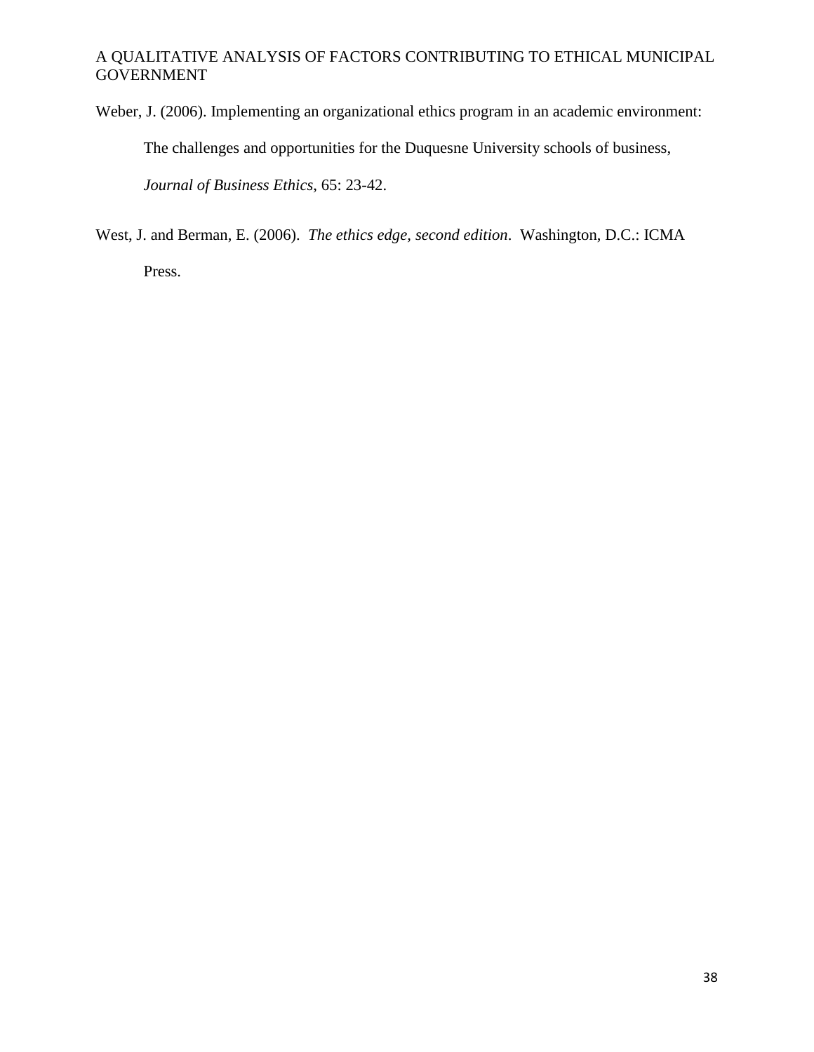Weber, J. (2006). Implementing an organizational ethics program in an academic environment: The challenges and opportunities for the Duquesne University schools of business, *Journal of Business Ethics*, 65: 23-42.

West, J. and Berman, E. (2006). *The ethics edge, second edition*. Washington, D.C.: ICMA Press.